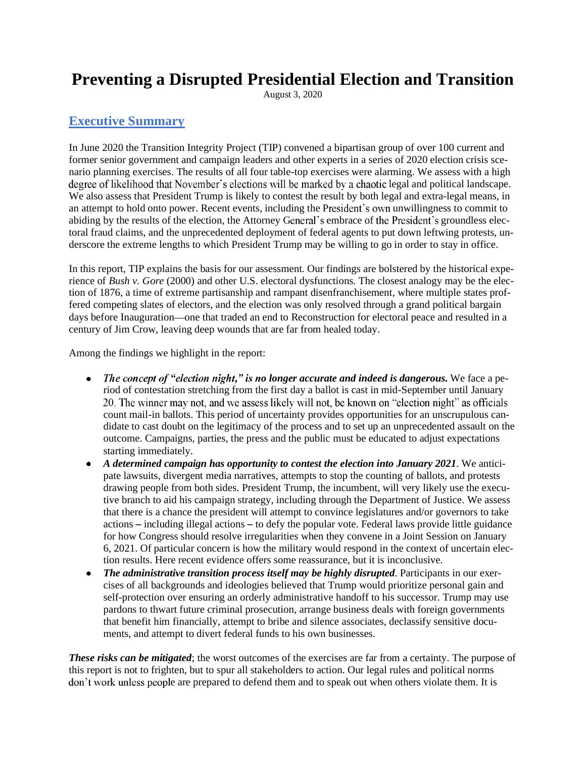# Preventing a Disrupted Presidential Election and Transition

August 3, 2020

## Executive Summary

In June 2020 the Transition Integrity Project (TIP) convened a bipartisan group of over 100 current and former senior government and campaign leaders and other experts in a series of 2020 election crisis scenario planning exercises. The results of all four table-top exercises were alarming. We assess with a high degree of likelihood that November's elections will be marked by a chaotic legal and political landscape. We also assess that President Trump is likely to contest the result by both legal and extra-legal means, in an attempt to hold onto power. Recent events, including the President's own unwillingness to commit to abiding by the results of the election, the Attorney General's embrace of the President's groundless electoral fraud claims, and the unprecedented deployment of federal agents to put down leftwing protests, underscore the extreme lengths to which President Trump may be willing to go in order to stay in office.

In this report, TIP explains the basis for our assessment. Our findings are bolstered by the historical experience of *Bush v. Gore* (2000) and other U.S. electoral dysfunctions. The closest analogy may be the election of 1876, a time of extreme partisanship and rampant disenfranchisement, where multiple states proffered competing slates of electors, and the election was only resolved through a grand political bargain days before Inauguration—one that traded an end to Reconstruction for electoral peace and resulted in a century of Jim Crow, leaving deep wounds that are far from healed today.

Among the findings we highlight in the report:

- ***The concept of "election night," is no longer accurate and indeed is dangerous.*** We face a period of contestation stretching from the first day a ballot is cast in mid-September until January 20. The winner may not, and we assess likely will not, be known on "election night" as officials count mail-in ballots. This period of uncertainty provides opportunities for an unscrupulous candidate to cast doubt on the legitimacy of the process and to set up an unprecedented assault on the outcome. Campaigns, parties, the press and the public must be educated to adjust expectations starting immediately.
- ***A determined campaign has opportunity to contest the election into January 2021***. We anticipate lawsuits, divergent media narratives, attempts to stop the counting of ballots, and protests drawing people from both sides. President Trump, the incumbent, will very likely use the executive branch to aid his campaign strategy, including through the Department of Justice. We assess that there is a chance the president will attempt to convince legislatures and/or governors to take actions – including illegal actions – to defy the popular vote. Federal laws provide little guidance for how Congress should resolve irregularities when they convene in a Joint Session on January 6, 2021. Of particular concern is how the military would respond in the context of uncertain election results. Here recent evidence offers some reassurance, but it is inconclusive.
- ***The administrative transition process itself may be highly disrupted***. Participants in our exercises of all backgrounds and ideologies believed that Trump would prioritize personal gain and self-protection over ensuring an orderly administrative handoff to his successor. Trump may use pardons to thwart future criminal prosecution, arrange business deals with foreign governments that benefit him financially, attempt to bribe and silence associates, declassify sensitive documents, and attempt to divert federal funds to his own businesses.

***These risks can be mitigated***; the worst outcomes of the exercises are far from a certainty. The purpose of this report is not to frighten, but to spur all stakeholders to action. Our legal rules and political norms don't work unless people are prepared to defend them and to speak out when others violate them. It is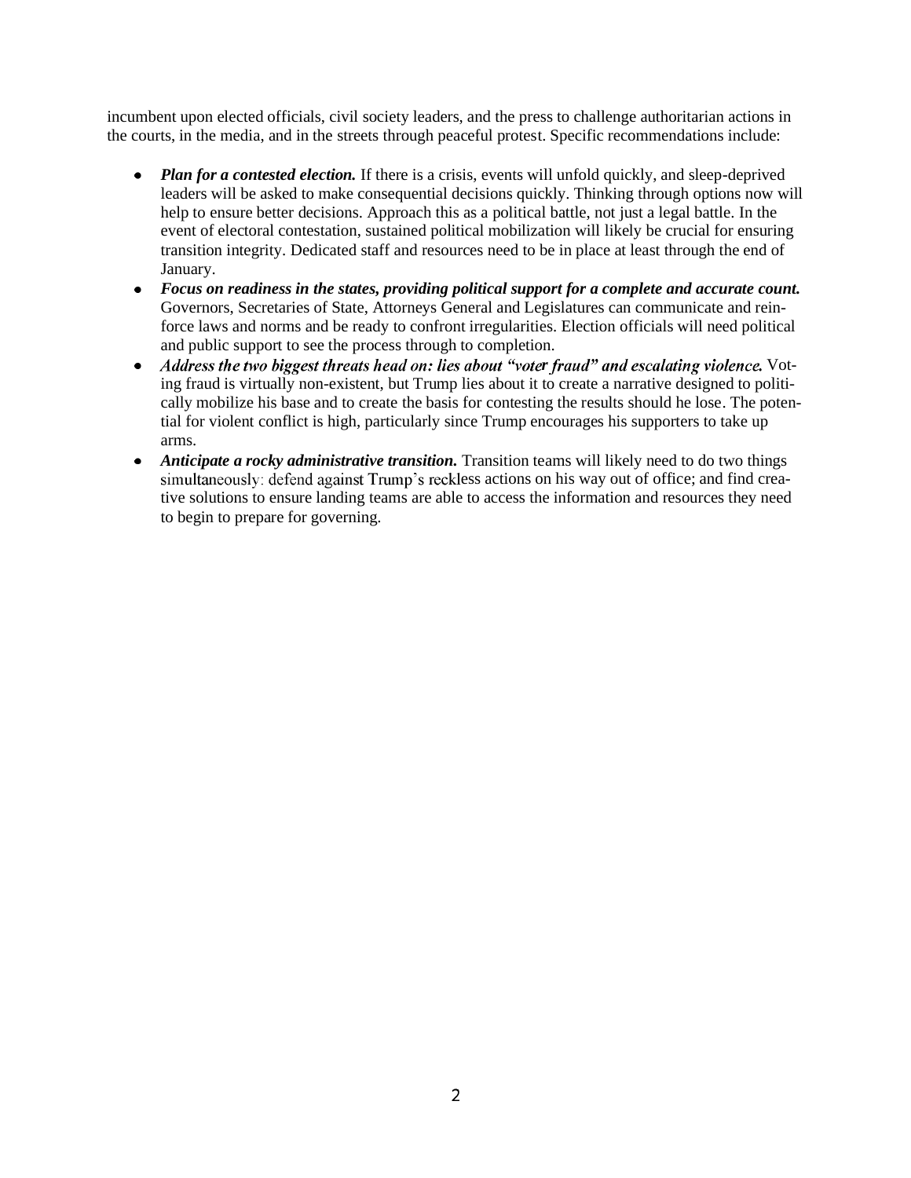incumbent upon elected officials, civil society leaders, and the press to challenge authoritarian actions in the courts, in the media, and in the streets through peaceful protest. Specific recommendations include:

- ***Plan for a contested election.*** If there is a crisis, events will unfold quickly, and sleep-deprived leaders will be asked to make consequential decisions quickly. Thinking through options now will help to ensure better decisions. Approach this as a political battle, not just a legal battle. In the event of electoral contestation, sustained political mobilization will likely be crucial for ensuring transition integrity. Dedicated staff and resources need to be in place at least through the end of January.
- ***Focus on readiness in the states, providing political support for a complete and accurate count.*** Governors, Secretaries of State, Attorneys General and Legislatures can communicate and reinforce laws and norms and be ready to confront irregularities. Election officials will need political and public support to see the process through to completion.
- ***Address the two biggest threats head on: lies about "voter fraud" and escalating violence.*** Voting fraud is virtually non-existent, but Trump lies about it to create a narrative designed to politically mobilize his base and to create the basis for contesting the results should he lose. The potential for violent conflict is high, particularly since Trump encourages his supporters to take up arms.
- ***Anticipate a rocky administrative transition.*** Transition teams will likely need to do two things simultaneously: defend against Trump's reckless actions on his way out of office; and find creative solutions to ensure landing teams are able to access the information and resources they need to begin to prepare for governing.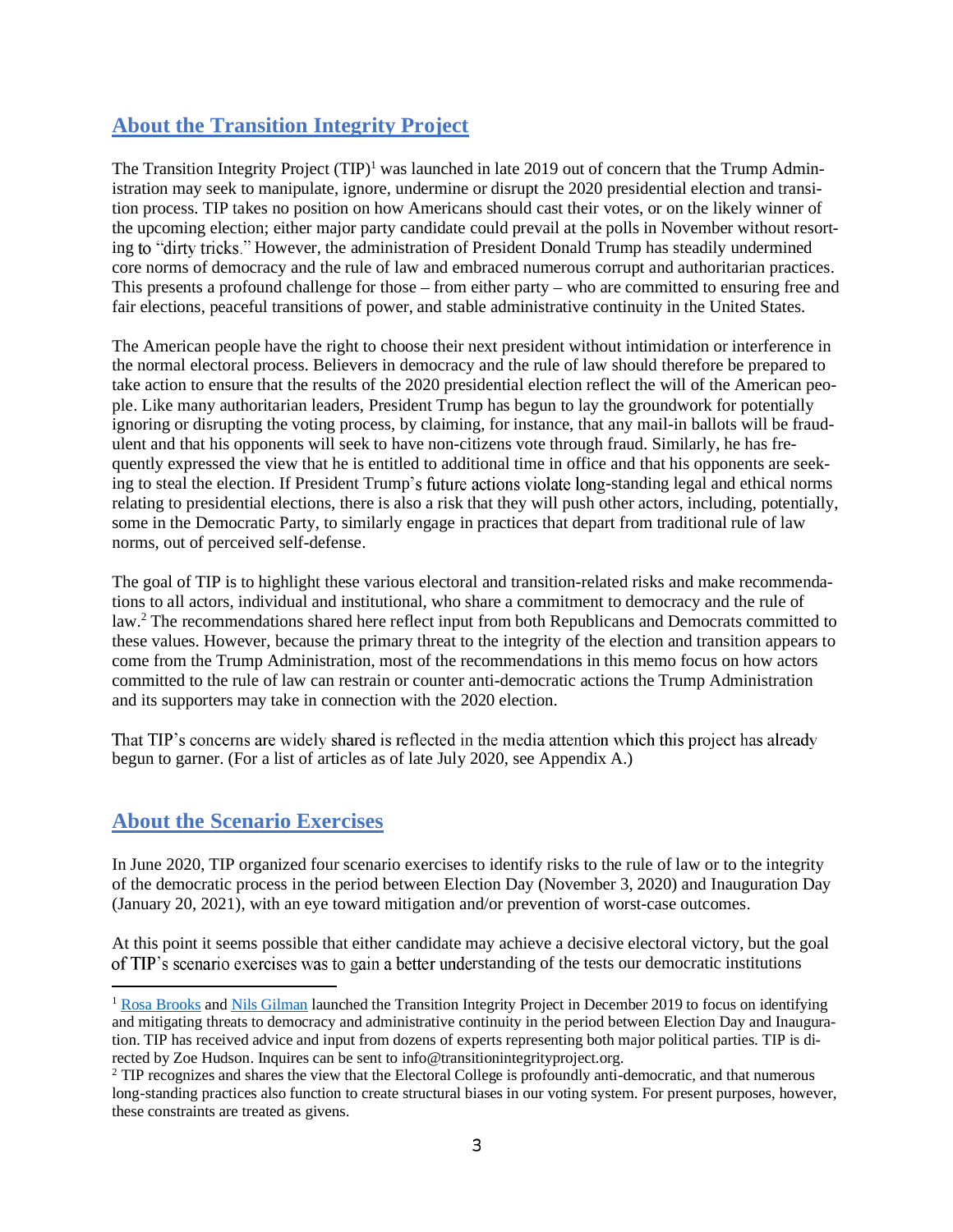## About the Transition Integrity Project

The Transition Integrity Project (TIP)[1] was launched in late 2019 out of concern that the Trump Administration may seek to manipulate, ignore, undermine or disrupt the 2020 presidential election and transition process. TIP takes no position on how Americans should cast their votes, or on the likely winner of the upcoming election; either major party candidate could prevail at the polls in November without resorting to "dirty tricks." However, the administration of President Donald Trump has steadily undermined core norms of democracy and the rule of law and embraced numerous corrupt and authoritarian practices. This presents a profound challenge for those – from either party – who are committed to ensuring free and fair elections, peaceful transitions of power, and stable administrative continuity in the United States.

The American people have the right to choose their next president without intimidation or interference in the normal electoral process. Believers in democracy and the rule of law should therefore be prepared to take action to ensure that the results of the 2020 presidential election reflect the will of the American people. Like many authoritarian leaders, President Trump has begun to lay the groundwork for potentially ignoring or disrupting the voting process, by claiming, for instance, that any mail-in ballots will be fraudulent and that his opponents will seek to have non-citizens vote through fraud. Similarly, he has frequently expressed the view that he is entitled to additional time in office and that his opponents are seeking to steal the election. If President Trump's future actions violate long-standing legal and ethical norms relating to presidential elections, there is also a risk that they will push other actors, including, potentially, some in the Democratic Party, to similarly engage in practices that depart from traditional rule of law norms, out of perceived self-defense.

The goal of TIP is to highlight these various electoral and transition-related risks and make recommendations to all actors, individual and institutional, who share a commitment to democracy and the rule of law.[2] The recommendations shared here reflect input from both Republicans and Democrats committed to these values. However, because the primary threat to the integrity of the election and transition appears to come from the Trump Administration, most of the recommendations in this memo focus on how actors committed to the rule of law can restrain or counter anti-democratic actions the Trump Administration and its supporters may take in connection with the 2020 election.

That TIP's concerns are widely shared is reflected in the media attention which this project has already begun to garner. (For a list of articles as of late July 2020, see Appendix A.)

## About the Scenario Exercises

In June 2020, TIP organized four scenario exercises to identify risks to the rule of law or to the integrity of the democratic process in the period between Election Day (November 3, 2020) and Inauguration Day (January 20, 2021), with an eye toward mitigation and/or prevention of worst-case outcomes.

At this point it seems possible that either candidate may achieve a decisive electoral victory, but the goal of TIP's scenario exercises was to gain a better understanding of the tests our democratic institutions

---

[1] Rosa Brooks and Nils Gilman launched the Transition Integrity Project in December 2019 to focus on identifying and mitigating threats to democracy and administrative continuity in the period between Election Day and Inauguration. TIP has received advice and input from dozens of experts representing both major political parties. TIP is directed by Zoe Hudson. Inquires can be sent to info@transitionintegrityproject.org.

[2] TIP recognizes and shares the view that the Electoral College is profoundly anti-democratic, and that numerous long-standing practices also function to create structural biases in our voting system. For present purposes, however, these constraints are treated as givens.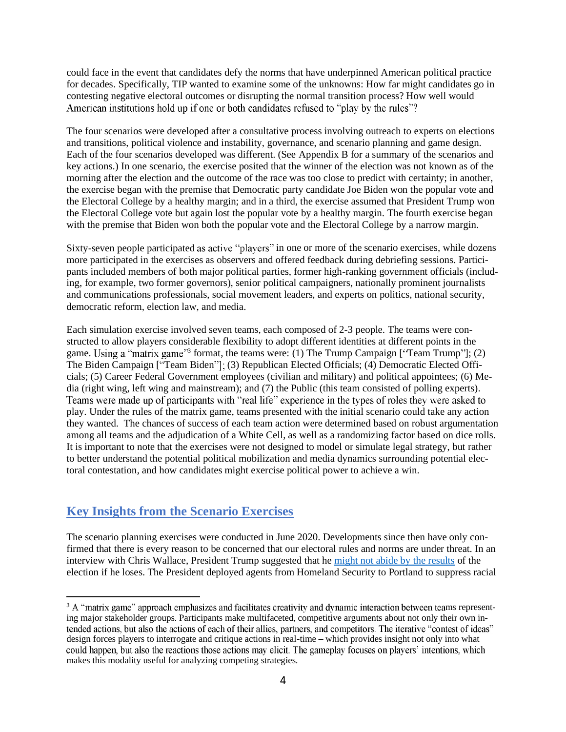could face in the event that candidates defy the norms that have underpinned American political practice for decades. Specifically, TIP wanted to examine some of the unknowns: How far might candidates go in contesting negative electoral outcomes or disrupting the normal transition process? How well would American institutions hold up if one or both candidates refused to "play by the rules"?

The four scenarios were developed after a consultative process involving outreach to experts on elections and transitions, political violence and instability, governance, and scenario planning and game design. Each of the four scenarios developed was different. (See Appendix B for a summary of the scenarios and key actions.) In one scenario, the exercise posited that the winner of the election was not known as of the morning after the election and the outcome of the race was too close to predict with certainty; in another, the exercise began with the premise that Democratic party candidate Joe Biden won the popular vote and the Electoral College by a healthy margin; and in a third, the exercise assumed that President Trump won the Electoral College vote but again lost the popular vote by a healthy margin. The fourth exercise began with the premise that Biden won both the popular vote and the Electoral College by a narrow margin.

Sixty-seven people participated as active "players" in one or more of the scenario exercises, while dozens more participated in the exercises as observers and offered feedback during debriefing sessions. Participants included members of both major political parties, former high-ranking government officials (including, for example, two former governors), senior political campaigners, nationally prominent journalists and communications professionals, social movement leaders, and experts on politics, national security, democratic reform, election law, and media.

Each simulation exercise involved seven teams, each composed of 2-3 people. The teams were constructed to allow players considerable flexibility to adopt different identities at different points in the game. Using a "matrix game"[3] format, the teams were: (1) The Trump Campaign ["Team Trump"]; (2) The Biden Campaign ["Team Biden"]; (3) Republican Elected Officials; (4) Democratic Elected Officials; (5) Career Federal Government employees (civilian and military) and political appointees; (6) Media (right wing, left wing and mainstream); and (7) the Public (this team consisted of polling experts). Teams were made up of participants with "real life" experience in the types of roles they were asked to play. Under the rules of the matrix game, teams presented with the initial scenario could take any action they wanted. The chances of success of each team action were determined based on robust argumentation among all teams and the adjudication of a White Cell, as well as a randomizing factor based on dice rolls. It is important to note that the exercises were not designed to model or simulate legal strategy, but rather to better understand the potential political mobilization and media dynamics surrounding potential electoral contestation, and how candidates might exercise political power to achieve a win.

## Key Insights from the Scenario Exercises

The scenario planning exercises were conducted in June 2020. Developments since then have only confirmed that there is every reason to be concerned that our electoral rules and norms are under threat. In an interview with Chris Wallace, President Trump suggested that he might not abide by the results of the election if he loses. The President deployed agents from Homeland Security to Portland to suppress racial

[3] A "matrix game" approach emphasizes and facilitates creativity and dynamic interaction between teams representing major stakeholder groups. Participants make multifaceted, competitive arguments about not only their own intended actions, but also the actions of each of their allies, partners, and competitors. The iterative "contest of ideas" design forces players to interrogate and critique actions in real-time – which provides insight not only into what could happen, but also the reactions those actions may elicit. The gameplay focuses on players' intentions, which makes this modality useful for analyzing competing strategies.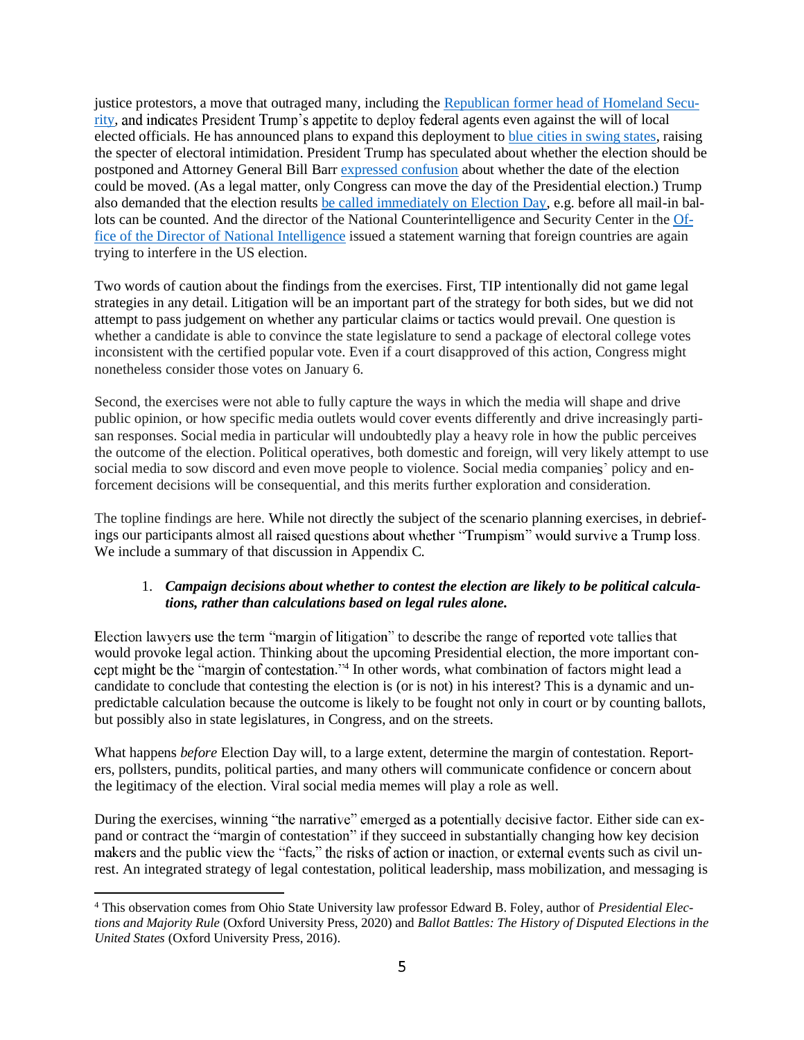justice protestors, a move that outraged many, including the Republican former head of Homeland Security, and indicates President Trump's appetite to deploy federal agents even against the will of local elected officials. He has announced plans to expand this deployment to blue cities in swing states, raising the specter of electoral intimidation. President Trump has speculated about whether the election should be postponed and Attorney General Bill Barr expressed confusion about whether the date of the election could be moved. (As a legal matter, only Congress can move the day of the Presidential election.) Trump also demanded that the election results be called immediately on Election Day, e.g. before all mail-in ballots can be counted. And the director of the National Counterintelligence and Security Center in the Office of the Director of National Intelligence issued a statement warning that foreign countries are again trying to interfere in the US election.

Two words of caution about the findings from the exercises. First, TIP intentionally did not game legal strategies in any detail. Litigation will be an important part of the strategy for both sides, but we did not attempt to pass judgement on whether any particular claims or tactics would prevail. One question is whether a candidate is able to convince the state legislature to send a package of electoral college votes inconsistent with the certified popular vote. Even if a court disapproved of this action, Congress might nonetheless consider those votes on January 6.

Second, the exercises were not able to fully capture the ways in which the media will shape and drive public opinion, or how specific media outlets would cover events differently and drive increasingly partisan responses. Social media in particular will undoubtedly play a heavy role in how the public perceives the outcome of the election. Political operatives, both domestic and foreign, will very likely attempt to use social media to sow discord and even move people to violence. Social media companies' policy and enforcement decisions will be consequential, and this merits further exploration and consideration.

The topline findings are here. While not directly the subject of the scenario planning exercises, in debriefings our participants almost all raised questions about whether "Trumpism" would survive a Trump loss. We include a summary of that discussion in Appendix C.

1. ***Campaign decisions about whether to contest the election are likely to be political calculations, rather than calculations based on legal rules alone.***

Election lawyers use the term "margin of litigation" to describe the range of reported vote tallies that would provoke legal action. Thinking about the upcoming Presidential election, the more important concept might be the "margin of contestation."[4] In other words, what combination of factors might lead a candidate to conclude that contesting the election is (or is not) in his interest? This is a dynamic and unpredictable calculation because the outcome is likely to be fought not only in court or by counting ballots, but possibly also in state legislatures, in Congress, and on the streets.

What happens *before* Election Day will, to a large extent, determine the margin of contestation. Reporters, pollsters, pundits, political parties, and many others will communicate confidence or concern about the legitimacy of the election. Viral social media memes will play a role as well.

During the exercises, winning "the narrative" emerged as a potentially decisive factor. Either side can expand or contract the "margin of contestation" if they succeed in substantially changing how key decision makers and the public view the "facts," the risks of action or inaction, or external events such as civil unrest. An integrated strategy of legal contestation, political leadership, mass mobilization, and messaging is

---

[4] This observation comes from Ohio State University law professor Edward B. Foley, author of *Presidential Elections and Majority Rule* (Oxford University Press, 2020) and *Ballot Battles: The History of Disputed Elections in the United States* (Oxford University Press, 2016).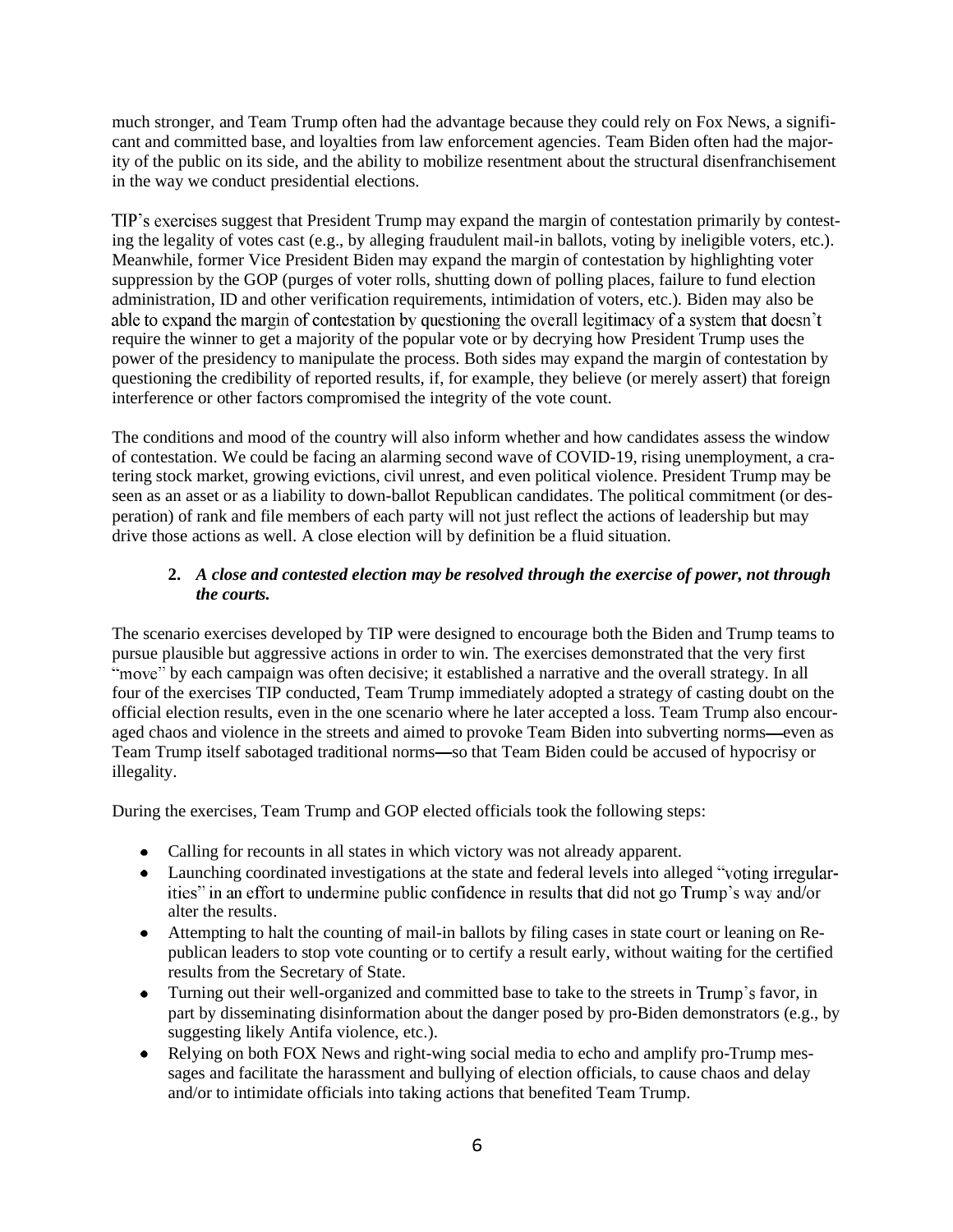much stronger, and Team Trump often had the advantage because they could rely on Fox News, a significant and committed base, and loyalties from law enforcement agencies. Team Biden often had the majority of the public on its side, and the ability to mobilize resentment about the structural disenfranchisement in the way we conduct presidential elections.

TIP's exercises suggest that President Trump may expand the margin of contestation primarily by contesting the legality of votes cast (e.g., by alleging fraudulent mail-in ballots, voting by ineligible voters, etc.). Meanwhile, former Vice President Biden may expand the margin of contestation by highlighting voter suppression by the GOP (purges of voter rolls, shutting down of polling places, failure to fund election administration, ID and other verification requirements, intimidation of voters, etc.). Biden may also be able to expand the margin of contestation by questioning the overall legitimacy of a system that doesn't require the winner to get a majority of the popular vote or by decrying how President Trump uses the power of the presidency to manipulate the process. Both sides may expand the margin of contestation by questioning the credibility of reported results, if, for example, they believe (or merely assert) that foreign interference or other factors compromised the integrity of the vote count.

The conditions and mood of the country will also inform whether and how candidates assess the window of contestation. We could be facing an alarming second wave of COVID-19, rising unemployment, a cratering stock market, growing evictions, civil unrest, and even political violence. President Trump may be seen as an asset or as a liability to down-ballot Republican candidates. The political commitment (or desperation) of rank and file members of each party will not just reflect the actions of leadership but may drive those actions as well. A close election will by definition be a fluid situation.

**2. *A close and contested election may be resolved through the exercise of power, not through the courts.***

The scenario exercises developed by TIP were designed to encourage both the Biden and Trump teams to pursue plausible but aggressive actions in order to win. The exercises demonstrated that the very first "move" by each campaign was often decisive; it established a narrative and the overall strategy. In all four of the exercises TIP conducted, Team Trump immediately adopted a strategy of casting doubt on the official election results, even in the one scenario where he later accepted a loss. Team Trump also encouraged chaos and violence in the streets and aimed to provoke Team Biden into subverting norms—even as Team Trump itself sabotaged traditional norms—so that Team Biden could be accused of hypocrisy or illegality.

During the exercises, Team Trump and GOP elected officials took the following steps:

- Calling for recounts in all states in which victory was not already apparent.
- Launching coordinated investigations at the state and federal levels into alleged "voting irregularities" in an effort to undermine public confidence in results that did not go Trump's way and/or alter the results.
- Attempting to halt the counting of mail-in ballots by filing cases in state court or leaning on Republican leaders to stop vote counting or to certify a result early, without waiting for the certified results from the Secretary of State.
- Turning out their well-organized and committed base to take to the streets in Trump's favor, in part by disseminating disinformation about the danger posed by pro-Biden demonstrators (e.g., by suggesting likely Antifa violence, etc.).
- Relying on both FOX News and right-wing social media to echo and amplify pro-Trump messages and facilitate the harassment and bullying of election officials, to cause chaos and delay and/or to intimidate officials into taking actions that benefited Team Trump.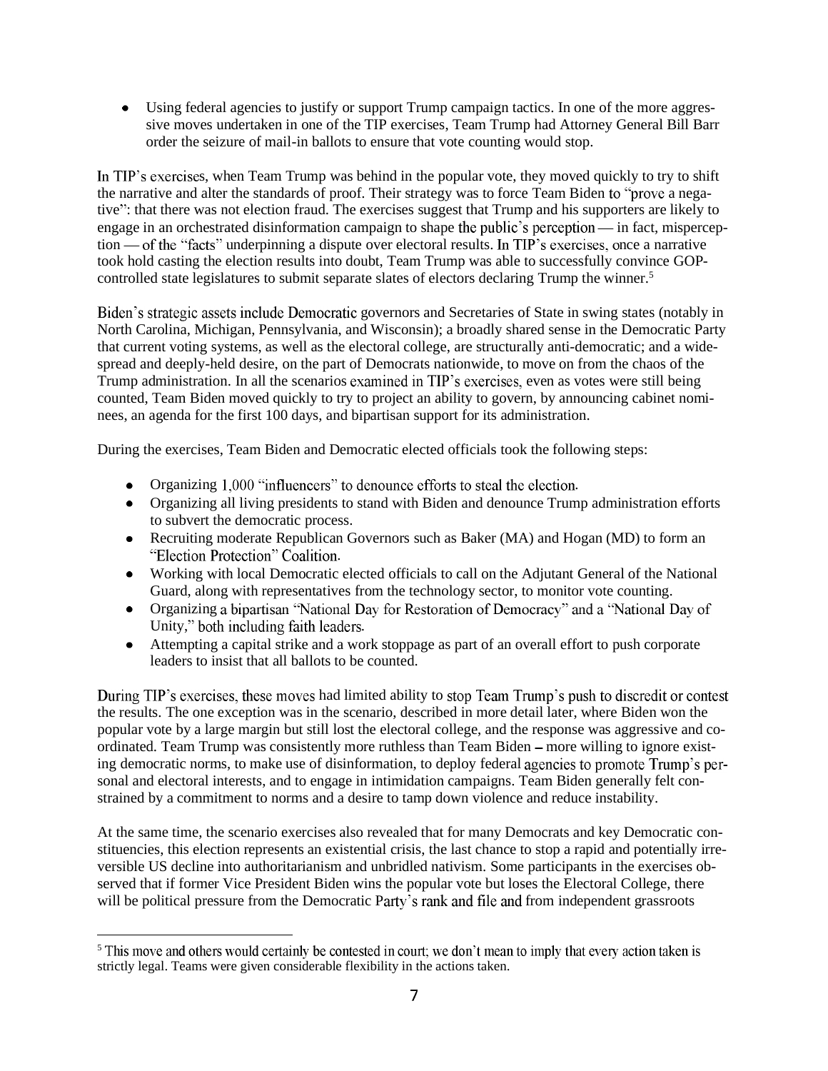- Using federal agencies to justify or support Trump campaign tactics. In one of the more aggressive moves undertaken in one of the TIP exercises, Team Trump had Attorney General Bill Barr order the seizure of mail-in ballots to ensure that vote counting would stop.

In TIP's exercises, when Team Trump was behind in the popular vote, they moved quickly to try to shift the narrative and alter the standards of proof. Their strategy was to force Team Biden to "prove a negative": that there was not election fraud. The exercises suggest that Trump and his supporters are likely to engage in an orchestrated disinformation campaign to shape the public's perception — in fact, misperception — of the "facts" underpinning a dispute over electoral results. In TIP's exercises, once a narrative took hold casting the election results into doubt, Team Trump was able to successfully convince GOP-controlled state legislatures to submit separate slates of electors declaring Trump the winner.[5]

Biden's strategic assets include Democratic governors and Secretaries of State in swing states (notably in North Carolina, Michigan, Pennsylvania, and Wisconsin); a broadly shared sense in the Democratic Party that current voting systems, as well as the electoral college, are structurally anti-democratic; and a widespread and deeply-held desire, on the part of Democrats nationwide, to move on from the chaos of the Trump administration. In all the scenarios examined in TIP's exercises, even as votes were still being counted, Team Biden moved quickly to try to project an ability to govern, by announcing cabinet nominees, an agenda for the first 100 days, and bipartisan support for its administration.

During the exercises, Team Biden and Democratic elected officials took the following steps:

- Organizing 1,000 "influencers" to denounce efforts to steal the election.
- Organizing all living presidents to stand with Biden and denounce Trump administration efforts to subvert the democratic process.
- Recruiting moderate Republican Governors such as Baker (MA) and Hogan (MD) to form an "Election Protection" Coalition.
- Working with local Democratic elected officials to call on the Adjutant General of the National Guard, along with representatives from the technology sector, to monitor vote counting.
- Organizing a bipartisan "National Day for Restoration of Democracy" and a "National Day of Unity," both including faith leaders.
- Attempting a capital strike and a work stoppage as part of an overall effort to push corporate leaders to insist that all ballots to be counted.

During TIP's exercises, these moves had limited ability to stop Team Trump's push to discredit or contest the results. The one exception was in the scenario, described in more detail later, where Biden won the popular vote by a large margin but still lost the electoral college, and the response was aggressive and coordinated. Team Trump was consistently more ruthless than Team Biden – more willing to ignore existing democratic norms, to make use of disinformation, to deploy federal agencies to promote Trump's personal and electoral interests, and to engage in intimidation campaigns. Team Biden generally felt constrained by a commitment to norms and a desire to tamp down violence and reduce instability.

At the same time, the scenario exercises also revealed that for many Democrats and key Democratic constituencies, this election represents an existential crisis, the last chance to stop a rapid and potentially irreversible US decline into authoritarianism and unbridled nativism. Some participants in the exercises observed that if former Vice President Biden wins the popular vote but loses the Electoral College, there will be political pressure from the Democratic Party's rank and file and from independent grassroots

[5] This move and others would certainly be contested in court; we don't mean to imply that every action taken is strictly legal. Teams were given considerable flexibility in the actions taken.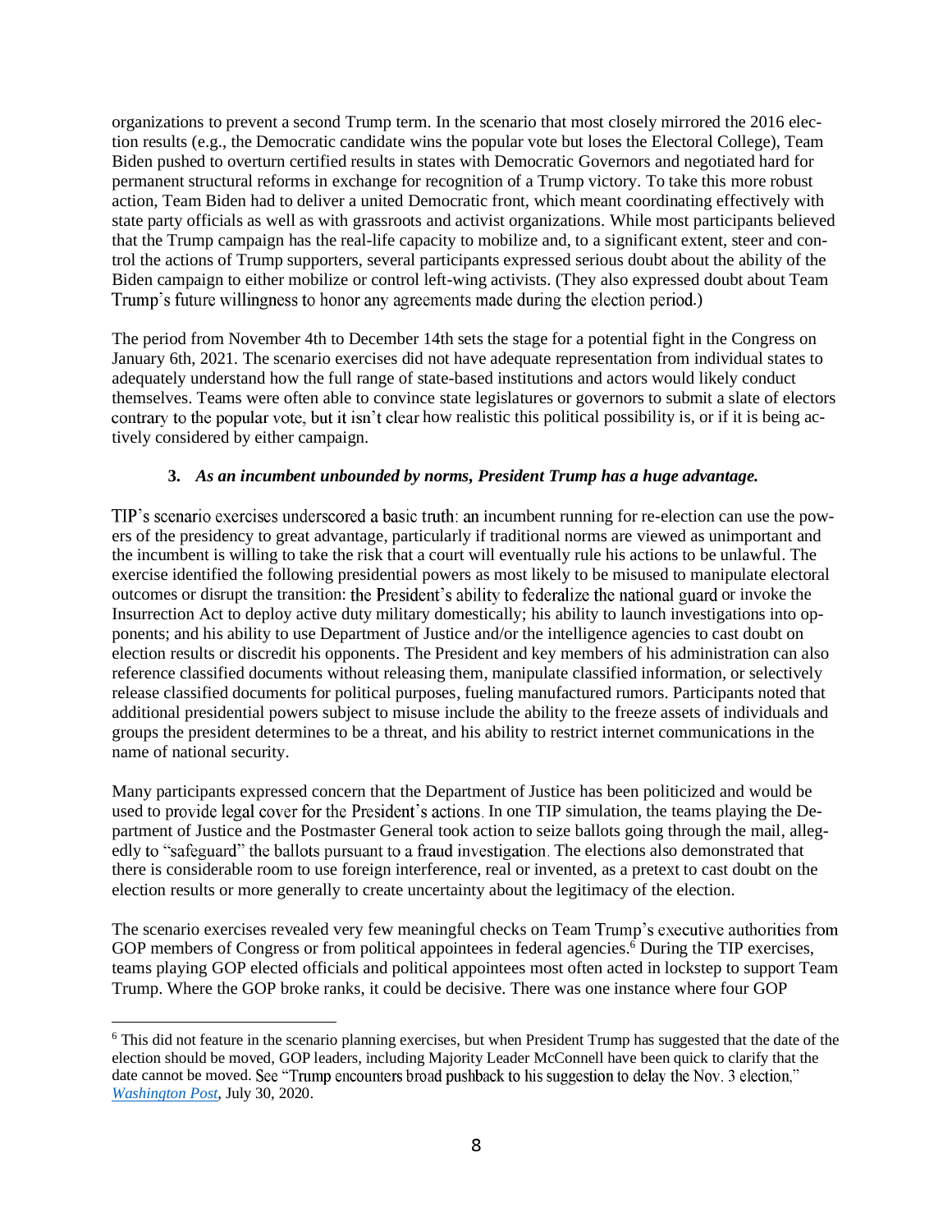organizations to prevent a second Trump term. In the scenario that most closely mirrored the 2016 election results (e.g., the Democratic candidate wins the popular vote but loses the Electoral College), Team Biden pushed to overturn certified results in states with Democratic Governors and negotiated hard for permanent structural reforms in exchange for recognition of a Trump victory. To take this more robust action, Team Biden had to deliver a united Democratic front, which meant coordinating effectively with state party officials as well as with grassroots and activist organizations. While most participants believed that the Trump campaign has the real-life capacity to mobilize and, to a significant extent, steer and control the actions of Trump supporters, several participants expressed serious doubt about the ability of the Biden campaign to either mobilize or control left-wing activists. (They also expressed doubt about Team Trump's future willingness to honor any agreements made during the election period.)

The period from November 4th to December 14th sets the stage for a potential fight in the Congress on January 6th, 2021. The scenario exercises did not have adequate representation from individual states to adequately understand how the full range of state-based institutions and actors would likely conduct themselves. Teams were often able to convince state legislatures or governors to submit a slate of electors contrary to the popular vote, but it isn't clear how realistic this political possibility is, or if it is being actively considered by either campaign.

### 3. *As an incumbent unbounded by norms, President Trump has a huge advantage.*

TIP's scenario exercises underscored a basic truth: an incumbent running for re-election can use the powers of the presidency to great advantage, particularly if traditional norms are viewed as unimportant and the incumbent is willing to take the risk that a court will eventually rule his actions to be unlawful. The exercise identified the following presidential powers as most likely to be misused to manipulate electoral outcomes or disrupt the transition: the President's ability to federalize the national guard or invoke the Insurrection Act to deploy active duty military domestically; his ability to launch investigations into opponents; and his ability to use Department of Justice and/or the intelligence agencies to cast doubt on election results or discredit his opponents. The President and key members of his administration can also reference classified documents without releasing them, manipulate classified information, or selectively release classified documents for political purposes, fueling manufactured rumors. Participants noted that additional presidential powers subject to misuse include the ability to the freeze assets of individuals and groups the president determines to be a threat, and his ability to restrict internet communications in the name of national security.

Many participants expressed concern that the Department of Justice has been politicized and would be used to provide legal cover for the President's actions. In one TIP simulation, the teams playing the Department of Justice and the Postmaster General took action to seize ballots going through the mail, allegedly to "safeguard" the ballots pursuant to a fraud investigation. The elections also demonstrated that there is considerable room to use foreign interference, real or invented, as a pretext to cast doubt on the election results or more generally to create uncertainty about the legitimacy of the election.

The scenario exercises revealed very few meaningful checks on Team Trump's executive authorities from GOP members of Congress or from political appointees in federal agencies.[6] During the TIP exercises, teams playing GOP elected officials and political appointees most often acted in lockstep to support Team Trump. Where the GOP broke ranks, it could be decisive. There was one instance where four GOP

---

[6] This did not feature in the scenario planning exercises, but when President Trump has suggested that the date of the election should be moved, GOP leaders, including Majority Leader McConnell have been quick to clarify that the date cannot be moved. See "Trump encounters broad pushback to his suggestion to delay the Nov. 3 election," *Washington Post*, July 30, 2020.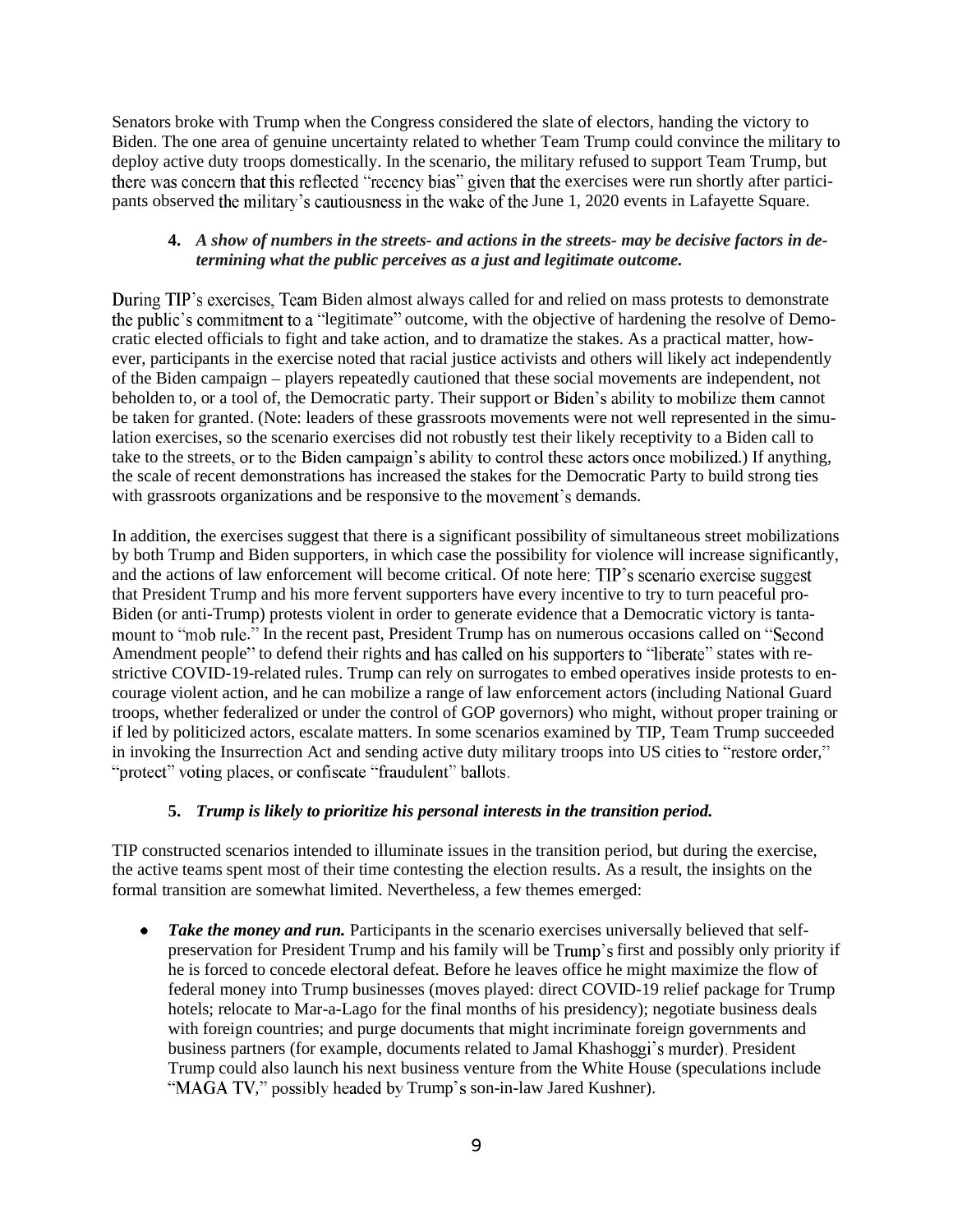Senators broke with Trump when the Congress considered the slate of electors, handing the victory to Biden. The one area of genuine uncertainty related to whether Team Trump could convince the military to deploy active duty troops domestically. In the scenario, the military refused to support Team Trump, but there was concern that this reflected "recency bias" given that the exercises were run shortly after participants observed the military's cautiousness in the wake of the June 1, 2020 events in Lafayette Square.

4. ***A show of numbers in the streets- and actions in the streets- may be decisive factors in determining what the public perceives as a just and legitimate outcome.***

During TIP's exercises, Team Biden almost always called for and relied on mass protests to demonstrate the public's commitment to a "legitimate" outcome, with the objective of hardening the resolve of Democratic elected officials to fight and take action, and to dramatize the stakes. As a practical matter, however, participants in the exercise noted that racial justice activists and others will likely act independently of the Biden campaign – players repeatedly cautioned that these social movements are independent, not beholden to, or a tool of, the Democratic party. Their support or Biden's ability to mobilize them cannot be taken for granted. (Note: leaders of these grassroots movements were not well represented in the simulation exercises, so the scenario exercises did not robustly test their likely receptivity to a Biden call to take to the streets, or to the Biden campaign's ability to control these actors once mobilized.) If anything, the scale of recent demonstrations has increased the stakes for the Democratic Party to build strong ties with grassroots organizations and be responsive to the movement's demands.

In addition, the exercises suggest that there is a significant possibility of simultaneous street mobilizations by both Trump and Biden supporters, in which case the possibility for violence will increase significantly, and the actions of law enforcement will become critical. Of note here: TIP's scenario exercise suggest that President Trump and his more fervent supporters have every incentive to try to turn peaceful pro-Biden (or anti-Trump) protests violent in order to generate evidence that a Democratic victory is tantamount to "mob rule." In the recent past, President Trump has on numerous occasions called on "Second Amendment people" to defend their rights and has called on his supporters to "liberate" states with restrictive COVID-19-related rules. Trump can rely on surrogates to embed operatives inside protests to encourage violent action, and he can mobilize a range of law enforcement actors (including National Guard troops, whether federalized or under the control of GOP governors) who might, without proper training or if led by politicized actors, escalate matters. In some scenarios examined by TIP, Team Trump succeeded in invoking the Insurrection Act and sending active duty military troops into US cities to "restore order," "protect" voting places, or confiscate "fraudulent" ballots.

5. ***Trump is likely to prioritize his personal interests in the transition period.***

TIP constructed scenarios intended to illuminate issues in the transition period, but during the exercise, the active teams spent most of their time contesting the election results. As a result, the insights on the formal transition are somewhat limited. Nevertheless, a few themes emerged:

- ***Take the money and run.*** Participants in the scenario exercises universally believed that self-preservation for President Trump and his family will be Trump's first and possibly only priority if he is forced to concede electoral defeat. Before he leaves office he might maximize the flow of federal money into Trump businesses (moves played: direct COVID-19 relief package for Trump hotels; relocate to Mar-a-Lago for the final months of his presidency); negotiate business deals with foreign countries; and purge documents that might incriminate foreign governments and business partners (for example, documents related to Jamal Khashoggi's murder). President Trump could also launch his next business venture from the White House (speculations include "MAGA TV," possibly headed by Trump's son-in-law Jared Kushner).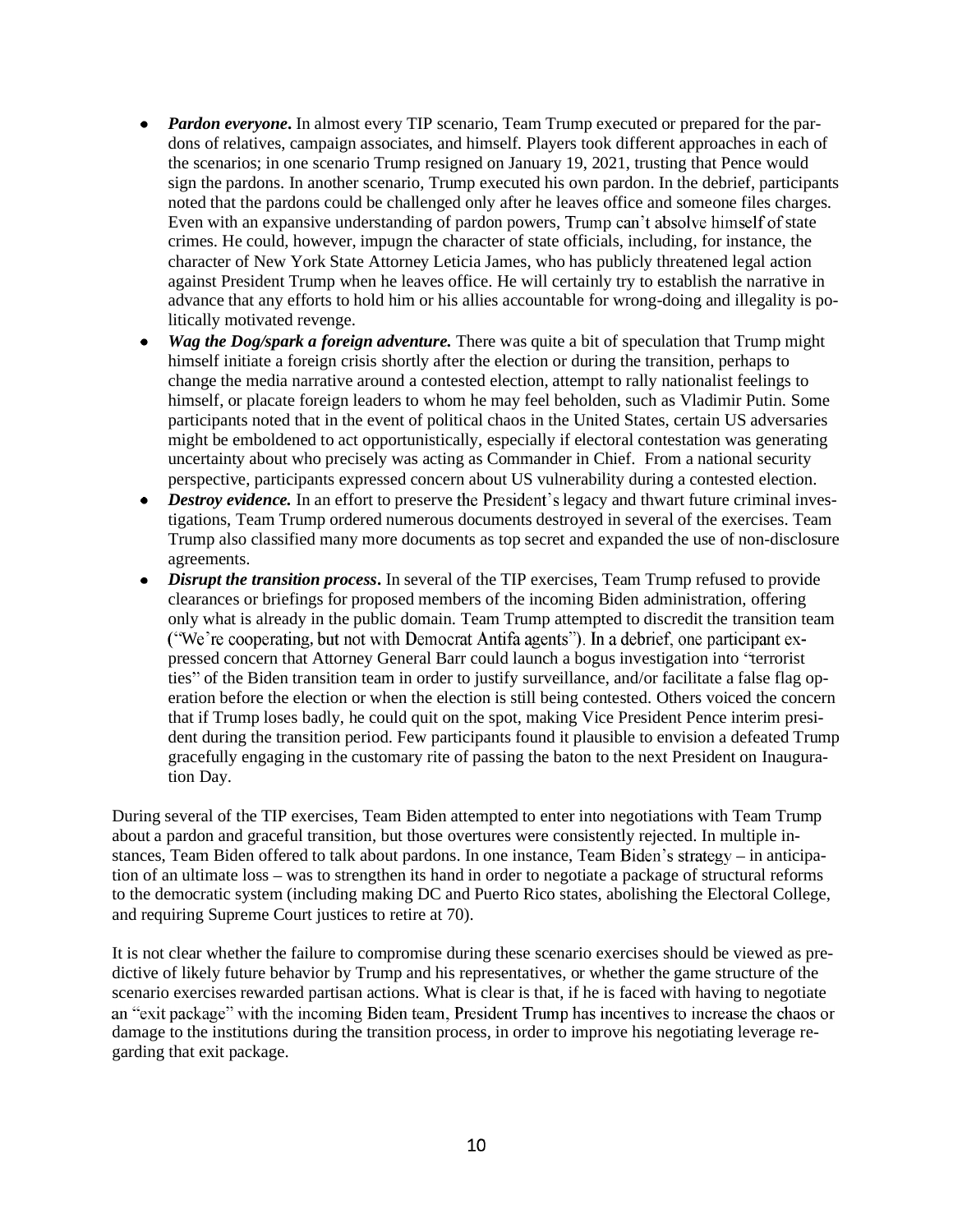- ***Pardon everyone*****.** In almost every TIP scenario, Team Trump executed or prepared for the pardons of relatives, campaign associates, and himself. Players took different approaches in each of the scenarios; in one scenario Trump resigned on January 19, 2021, trusting that Pence would sign the pardons. In another scenario, Trump executed his own pardon. In the debrief, participants noted that the pardons could be challenged only after he leaves office and someone files charges. Even with an expansive understanding of pardon powers, Trump can't absolve himself of state crimes. He could, however, impugn the character of state officials, including, for instance, the character of New York State Attorney Leticia James, who has publicly threatened legal action against President Trump when he leaves office. He will certainly try to establish the narrative in advance that any efforts to hold him or his allies accountable for wrong-doing and illegality is politically motivated revenge.
- ***Wag the Dog/spark a foreign adventure.*** There was quite a bit of speculation that Trump might himself initiate a foreign crisis shortly after the election or during the transition, perhaps to change the media narrative around a contested election, attempt to rally nationalist feelings to himself, or placate foreign leaders to whom he may feel beholden, such as Vladimir Putin. Some participants noted that in the event of political chaos in the United States, certain US adversaries might be emboldened to act opportunistically, especially if electoral contestation was generating uncertainty about who precisely was acting as Commander in Chief. From a national security perspective, participants expressed concern about US vulnerability during a contested election.
- ***Destroy evidence.*** In an effort to preserve the President's legacy and thwart future criminal investigations, Team Trump ordered numerous documents destroyed in several of the exercises. Team Trump also classified many more documents as top secret and expanded the use of non-disclosure agreements.
- ***Disrupt the transition process*****.** In several of the TIP exercises, Team Trump refused to provide clearances or briefings for proposed members of the incoming Biden administration, offering only what is already in the public domain. Team Trump attempted to discredit the transition team ("We're cooperating, but not with Democrat Antifa agents"). In a debrief, one participant expressed concern that Attorney General Barr could launch a bogus investigation into "terrorist ties" of the Biden transition team in order to justify surveillance, and/or facilitate a false flag operation before the election or when the election is still being contested. Others voiced the concern that if Trump loses badly, he could quit on the spot, making Vice President Pence interim president during the transition period. Few participants found it plausible to envision a defeated Trump gracefully engaging in the customary rite of passing the baton to the next President on Inauguration Day.

During several of the TIP exercises, Team Biden attempted to enter into negotiations with Team Trump about a pardon and graceful transition, but those overtures were consistently rejected. In multiple instances, Team Biden offered to talk about pardons. In one instance, Team Biden's strategy – in anticipation of an ultimate loss – was to strengthen its hand in order to negotiate a package of structural reforms to the democratic system (including making DC and Puerto Rico states, abolishing the Electoral College, and requiring Supreme Court justices to retire at 70).

It is not clear whether the failure to compromise during these scenario exercises should be viewed as predictive of likely future behavior by Trump and his representatives, or whether the game structure of the scenario exercises rewarded partisan actions. What is clear is that, if he is faced with having to negotiate an "exit package" with the incoming Biden team, President Trump has incentives to increase the chaos or damage to the institutions during the transition process, in order to improve his negotiating leverage regarding that exit package.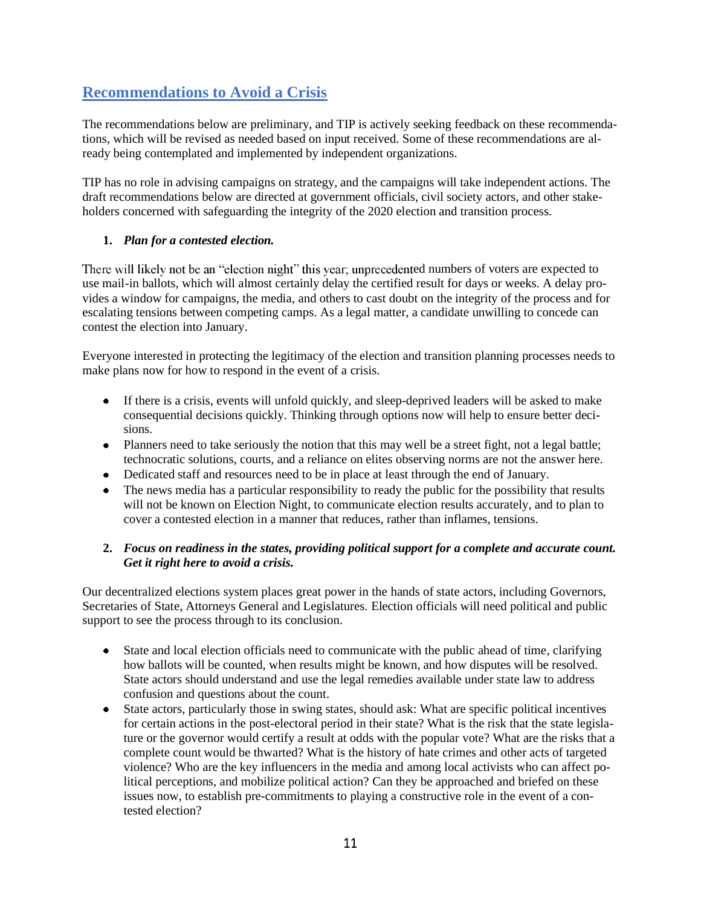## Recommendations to Avoid a Crisis

The recommendations below are preliminary, and TIP is actively seeking feedback on these recommendations, which will be revised as needed based on input received. Some of these recommendations are already being contemplated and implemented by independent organizations.

TIP has no role in advising campaigns on strategy, and the campaigns will take independent actions. The draft recommendations below are directed at government officials, civil society actors, and other stakeholders concerned with safeguarding the integrity of the 2020 election and transition process.

1. ***Plan for a contested election.***

There will likely not be an "election night" this year; unprecedented numbers of voters are expected to use mail-in ballots, which will almost certainly delay the certified result for days or weeks. A delay provides a window for campaigns, the media, and others to cast doubt on the integrity of the process and for escalating tensions between competing camps. As a legal matter, a candidate unwilling to concede can contest the election into January.

Everyone interested in protecting the legitimacy of the election and transition planning processes needs to make plans now for how to respond in the event of a crisis.

- If there is a crisis, events will unfold quickly, and sleep-deprived leaders will be asked to make consequential decisions quickly. Thinking through options now will help to ensure better decisions.
- Planners need to take seriously the notion that this may well be a street fight, not a legal battle; technocratic solutions, courts, and a reliance on elites observing norms are not the answer here.
- Dedicated staff and resources need to be in place at least through the end of January.
- The news media has a particular responsibility to ready the public for the possibility that results will not be known on Election Night, to communicate election results accurately, and to plan to cover a contested election in a manner that reduces, rather than inflames, tensions.

2. ***Focus on readiness in the states, providing political support for a complete and accurate count. Get it right here to avoid a crisis.***

Our decentralized elections system places great power in the hands of state actors, including Governors, Secretaries of State, Attorneys General and Legislatures. Election officials will need political and public support to see the process through to its conclusion.

- State and local election officials need to communicate with the public ahead of time, clarifying how ballots will be counted, when results might be known, and how disputes will be resolved. State actors should understand and use the legal remedies available under state law to address confusion and questions about the count.
- State actors, particularly those in swing states, should ask: What are specific political incentives for certain actions in the post-electoral period in their state? What is the risk that the state legislature or the governor would certify a result at odds with the popular vote? What are the risks that a complete count would be thwarted? What is the history of hate crimes and other acts of targeted violence? Who are the key influencers in the media and among local activists who can affect political perceptions, and mobilize political action? Can they be approached and briefed on these issues now, to establish pre-commitments to playing a constructive role in the event of a contested election?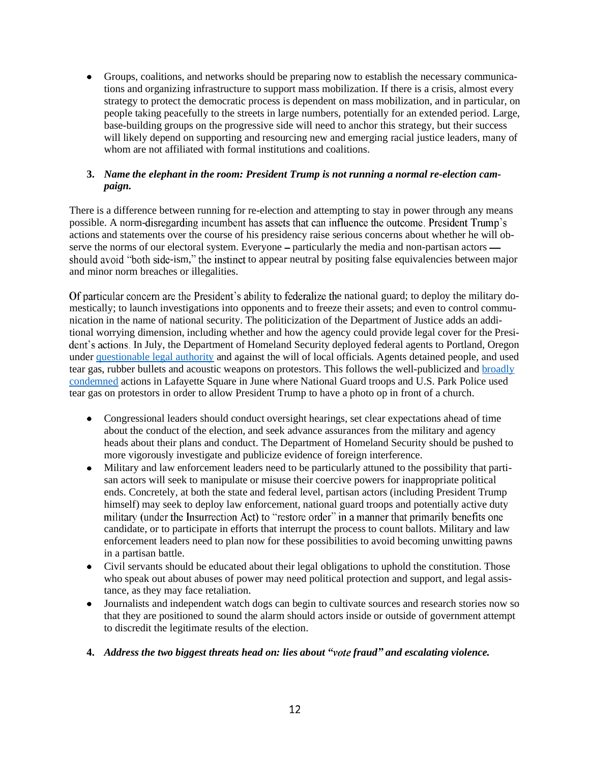- Groups, coalitions, and networks should be preparing now to establish the necessary communications and organizing infrastructure to support mass mobilization. If there is a crisis, almost every strategy to protect the democratic process is dependent on mass mobilization, and in particular, on people taking peacefully to the streets in large numbers, potentially for an extended period. Large, base-building groups on the progressive side will need to anchor this strategy, but their success will likely depend on supporting and resourcing new and emerging racial justice leaders, many of whom are not affiliated with formal institutions and coalitions.

**3. *Name the elephant in the room: President Trump is not running a normal re-election campaign.***

There is a difference between running for re-election and attempting to stay in power through any means possible. A norm-disregarding incumbent has assets that can influence the outcome. President Trump's actions and statements over the course of his presidency raise serious concerns about whether he will observe the norms of our electoral system. Everyone – particularly the media and non-partisan actors — should avoid "both side-ism," the instinct to appear neutral by positing false equivalencies between major and minor norm breaches or illegalities.

Of particular concern are the President's ability to federalize the national guard; to deploy the military domestically; to launch investigations into opponents and to freeze their assets; and even to control communication in the name of national security. The politicization of the Department of Justice adds an additional worrying dimension, including whether and how the agency could provide legal cover for the President's actions. In July, the Department of Homeland Security deployed federal agents to Portland, Oregon under [questionable legal authority]() and against the will of local officials. Agents detained people, and used tear gas, rubber bullets and acoustic weapons on protestors. This follows the well-publicized and [broadly condemned]() actions in Lafayette Square in June where National Guard troops and U.S. Park Police used tear gas on protestors in order to allow President Trump to have a photo op in front of a church.

- Congressional leaders should conduct oversight hearings, set clear expectations ahead of time about the conduct of the election, and seek advance assurances from the military and agency heads about their plans and conduct. The Department of Homeland Security should be pushed to more vigorously investigate and publicize evidence of foreign interference.
- Military and law enforcement leaders need to be particularly attuned to the possibility that partisan actors will seek to manipulate or misuse their coercive powers for inappropriate political ends. Concretely, at both the state and federal level, partisan actors (including President Trump himself) may seek to deploy law enforcement, national guard troops and potentially active duty military (under the Insurrection Act) to "restore order" in a manner that primarily benefits one candidate, or to participate in efforts that interrupt the process to count ballots. Military and law enforcement leaders need to plan now for these possibilities to avoid becoming unwitting pawns in a partisan battle.
- Civil servants should be educated about their legal obligations to uphold the constitution. Those who speak out about abuses of power may need political protection and support, and legal assistance, as they may face retaliation.
- Journalists and independent watch dogs can begin to cultivate sources and research stories now so that they are positioned to sound the alarm should actors inside or outside of government attempt to discredit the legitimate results of the election.

**4. *Address the two biggest threats head on: lies about "vote fraud" and escalating violence.***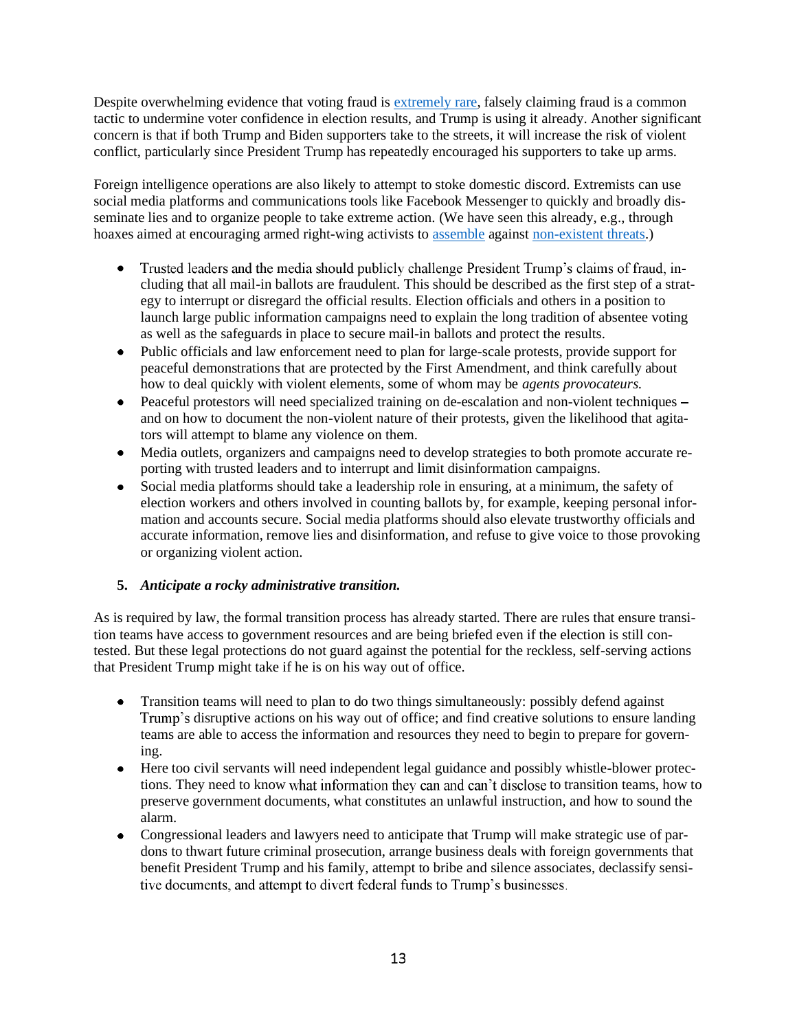Despite overwhelming evidence that voting fraud is [extremely rare](), falsely claiming fraud is a common tactic to undermine voter confidence in election results, and Trump is using it already. Another significant concern is that if both Trump and Biden supporters take to the streets, it will increase the risk of violent conflict, particularly since President Trump has repeatedly encouraged his supporters to take up arms.

Foreign intelligence operations are also likely to attempt to stoke domestic discord. Extremists can use social media platforms and communications tools like Facebook Messenger to quickly and broadly disseminate lies and to organize people to take extreme action. (We have seen this already, e.g., through hoaxes aimed at encouraging armed right-wing activists to [assemble]() against [non-existent threats]().)

- Trusted leaders and the media should publicly challenge President Trump's claims of fraud, including that all mail-in ballots are fraudulent. This should be described as the first step of a strategy to interrupt or disregard the official results. Election officials and others in a position to launch large public information campaigns need to explain the long tradition of absentee voting as well as the safeguards in place to secure mail-in ballots and protect the results.
- Public officials and law enforcement need to plan for large-scale protests, provide support for peaceful demonstrations that are protected by the First Amendment, and think carefully about how to deal quickly with violent elements, some of whom may be *agents provocateurs.*
- Peaceful protestors will need specialized training on de-escalation and non-violent techniques – and on how to document the non-violent nature of their protests, given the likelihood that agitators will attempt to blame any violence on them.
- Media outlets, organizers and campaigns need to develop strategies to both promote accurate reporting with trusted leaders and to interrupt and limit disinformation campaigns.
- Social media platforms should take a leadership role in ensuring, at a minimum, the safety of election workers and others involved in counting ballots by, for example, keeping personal information and accounts secure. Social media platforms should also elevate trustworthy officials and accurate information, remove lies and disinformation, and refuse to give voice to those provoking or organizing violent action.

### 5. *Anticipate a rocky administrative transition.*

As is required by law, the formal transition process has already started. There are rules that ensure transition teams have access to government resources and are being briefed even if the election is still contested. But these legal protections do not guard against the potential for the reckless, self-serving actions that President Trump might take if he is on his way out of office.

- Transition teams will need to plan to do two things simultaneously: possibly defend against Trump's disruptive actions on his way out of office; and find creative solutions to ensure landing teams are able to access the information and resources they need to begin to prepare for governing.
- Here too civil servants will need independent legal guidance and possibly whistle-blower protections. They need to know what information they can and can't disclose to transition teams, how to preserve government documents, what constitutes an unlawful instruction, and how to sound the alarm.
- Congressional leaders and lawyers need to anticipate that Trump will make strategic use of pardons to thwart future criminal prosecution, arrange business deals with foreign governments that benefit President Trump and his family, attempt to bribe and silence associates, declassify sensitive documents, and attempt to divert federal funds to Trump's businesses.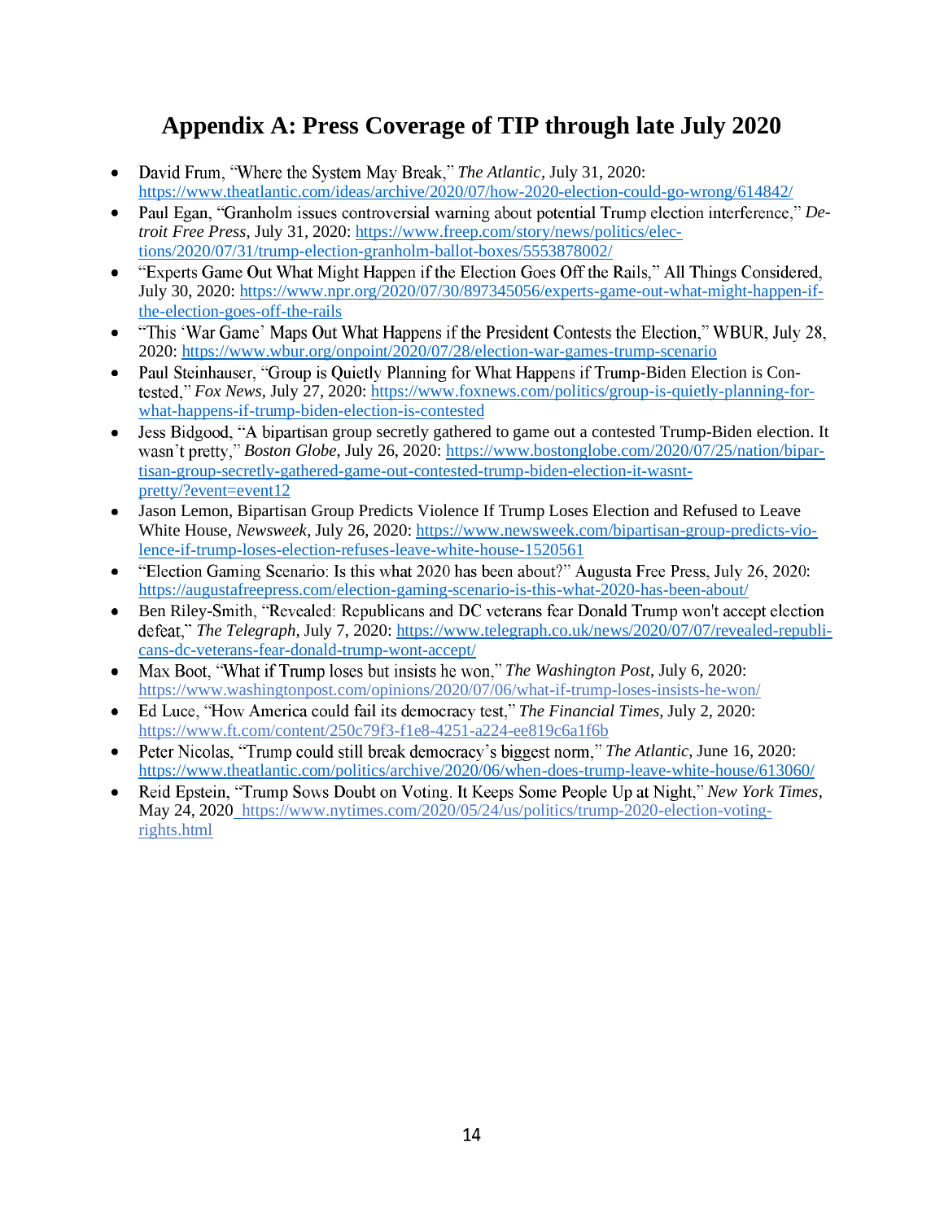# Appendix A: Press Coverage of TIP through late July 2020

- David Frum, "Where the System May Break," *The Atlantic*, July 31, 2020: https://www.theatlantic.com/ideas/archive/2020/07/how-2020-election-could-go-wrong/614842/
- Paul Egan, "Granholm issues controversial warning about potential Trump election interference," *Detroit Free Press*, July 31, 2020: https://www.freep.com/story/news/politics/elections/2020/07/31/trump-election-granholm-ballot-boxes/5553878002/
- "Experts Game Out What Might Happen if the Election Goes Off the Rails," All Things Considered, July 30, 2020: https://www.npr.org/2020/07/30/897345056/experts-game-out-what-might-happen-if-the-election-goes-off-the-rails
- "This 'War Game' Maps Out What Happens if the President Contests the Election," WBUR, July 28, 2020: https://www.wbur.org/onpoint/2020/07/28/election-war-games-trump-scenario
- Paul Steinhauser, "Group is Quietly Planning for What Happens if Trump-Biden Election is Contested," *Fox News*, July 27, 2020: https://www.foxnews.com/politics/group-is-quietly-planning-for-what-happens-if-trump-biden-election-is-contested
- Jess Bidgood, "A bipartisan group secretly gathered to game out a contested Trump-Biden election. It wasn't pretty," *Boston Globe*, July 26, 2020: https://www.bostonglobe.com/2020/07/25/nation/bipartisan-group-secretly-gathered-game-out-contested-trump-biden-election-it-wasnt-pretty/?event=event12
- Jason Lemon, Bipartisan Group Predicts Violence If Trump Loses Election and Refused to Leave White House, *Newsweek*, July 26, 2020: https://www.newsweek.com/bipartisan-group-predicts-violence-if-trump-loses-election-refuses-leave-white-house-1520561
- "Election Gaming Scenario: Is this what 2020 has been about?" Augusta Free Press, July 26, 2020: https://augustafreepress.com/election-gaming-scenario-is-this-what-2020-has-been-about/
- Ben Riley-Smith, "Revealed: Republicans and DC veterans fear Donald Trump won't accept election defeat," *The Telegraph*, July 7, 2020: https://www.telegraph.co.uk/news/2020/07/07/revealed-republicans-dc-veterans-fear-donald-trump-wont-accept/
- Max Boot, "What if Trump loses but insists he won," *The Washington Post*, July 6, 2020: https://www.washingtonpost.com/opinions/2020/07/06/what-if-trump-loses-insists-he-won/
- Ed Luce, "How America could fail its democracy test," *The Financial Times*, July 2, 2020: https://www.ft.com/content/250c79f3-f1e8-4251-a224-ee819c6a1f6b
- Peter Nicolas, "Trump could still break democracy's biggest norm," *The Atlantic*, June 16, 2020: https://www.theatlantic.com/politics/archive/2020/06/when-does-trump-leave-white-house/613060/
- Reid Epstein, "Trump Sows Doubt on Voting. It Keeps Some People Up at Night," *New York Times*, May 24, 2020 https://www.nytimes.com/2020/05/24/us/politics/trump-2020-election-voting-rights.html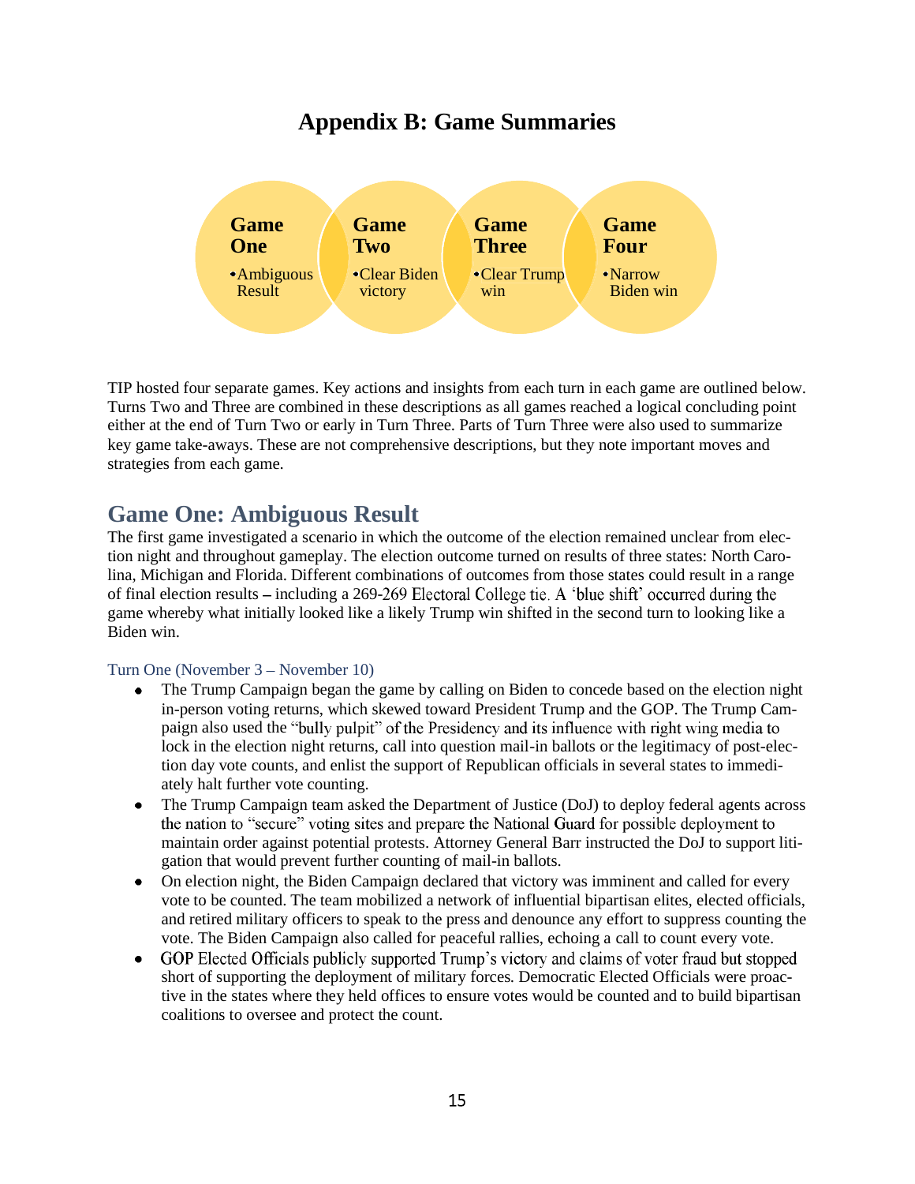# Appendix B: Game Summaries

**Game One**
- Ambiguous Result

**Game Two**
- Clear Biden victory

**Game Three**
- Clear Trump win

**Game Four**
- Narrow Biden win

TIP hosted four separate games. Key actions and insights from each turn in each game are outlined below. Turns Two and Three are combined in these descriptions as all games reached a logical concluding point either at the end of Turn Two or early in Turn Three. Parts of Turn Three were also used to summarize key game take-aways. These are not comprehensive descriptions, but they note important moves and strategies from each game.

## Game One: Ambiguous Result

The first game investigated a scenario in which the outcome of the election remained unclear from election night and throughout gameplay. The election outcome turned on results of three states: North Carolina, Michigan and Florida. Different combinations of outcomes from those states could result in a range of final election results – including a 269-269 Electoral College tie. A 'blue shift' occurred during the game whereby what initially looked like a likely Trump win shifted in the second turn to looking like a Biden win.

### Turn One (November 3 – November 10)

- The Trump Campaign began the game by calling on Biden to concede based on the election night in-person voting returns, which skewed toward President Trump and the GOP. The Trump Campaign also used the "bully pulpit" of the Presidency and its influence with right wing media to lock in the election night returns, call into question mail-in ballots or the legitimacy of post-election day vote counts, and enlist the support of Republican officials in several states to immediately halt further vote counting.
- The Trump Campaign team asked the Department of Justice (DoJ) to deploy federal agents across the nation to "secure" voting sites and prepare the National Guard for possible deployment to maintain order against potential protests. Attorney General Barr instructed the DoJ to support litigation that would prevent further counting of mail-in ballots.
- On election night, the Biden Campaign declared that victory was imminent and called for every vote to be counted. The team mobilized a network of influential bipartisan elites, elected officials, and retired military officers to speak to the press and denounce any effort to suppress counting the vote. The Biden Campaign also called for peaceful rallies, echoing a call to count every vote.
- GOP Elected Officials publicly supported Trump's victory and claims of voter fraud but stopped short of supporting the deployment of military forces. Democratic Elected Officials were proactive in the states where they held offices to ensure votes would be counted and to build bipartisan coalitions to oversee and protect the count.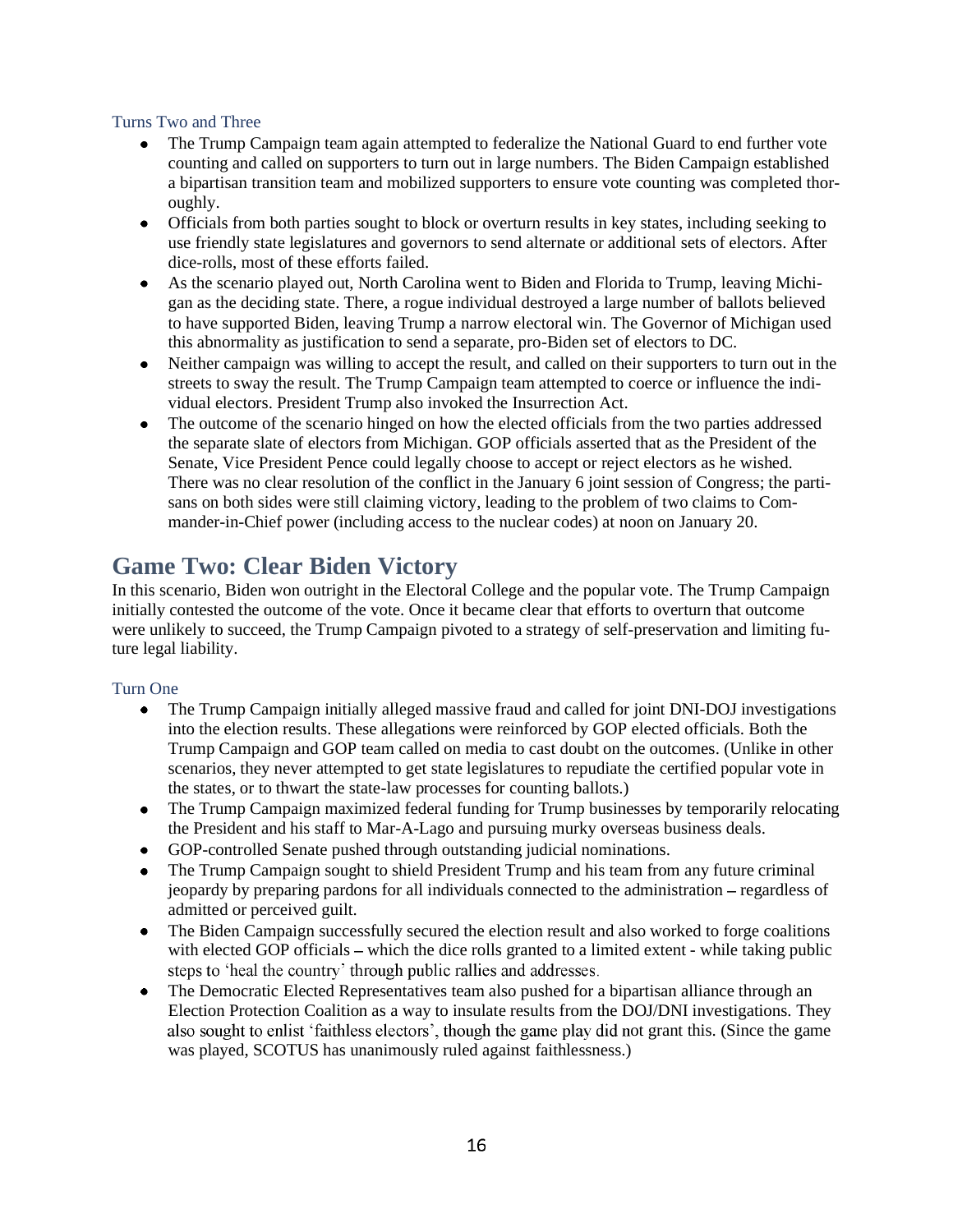### Turns Two and Three

- The Trump Campaign team again attempted to federalize the National Guard to end further vote counting and called on supporters to turn out in large numbers. The Biden Campaign established a bipartisan transition team and mobilized supporters to ensure vote counting was completed thoroughly.
- Officials from both parties sought to block or overturn results in key states, including seeking to use friendly state legislatures and governors to send alternate or additional sets of electors. After dice-rolls, most of these efforts failed.
- As the scenario played out, North Carolina went to Biden and Florida to Trump, leaving Michigan as the deciding state. There, a rogue individual destroyed a large number of ballots believed to have supported Biden, leaving Trump a narrow electoral win. The Governor of Michigan used this abnormality as justification to send a separate, pro-Biden set of electors to DC.
- Neither campaign was willing to accept the result, and called on their supporters to turn out in the streets to sway the result. The Trump Campaign team attempted to coerce or influence the individual electors. President Trump also invoked the Insurrection Act.
- The outcome of the scenario hinged on how the elected officials from the two parties addressed the separate slate of electors from Michigan. GOP officials asserted that as the President of the Senate, Vice President Pence could legally choose to accept or reject electors as he wished. There was no clear resolution of the conflict in the January 6 joint session of Congress; the partisans on both sides were still claiming victory, leading to the problem of two claims to Commander-in-Chief power (including access to the nuclear codes) at noon on January 20.

## Game Two: Clear Biden Victory

In this scenario, Biden won outright in the Electoral College and the popular vote. The Trump Campaign initially contested the outcome of the vote. Once it became clear that efforts to overturn that outcome were unlikely to succeed, the Trump Campaign pivoted to a strategy of self-preservation and limiting future legal liability.

### Turn One

- The Trump Campaign initially alleged massive fraud and called for joint DNI-DOJ investigations into the election results. These allegations were reinforced by GOP elected officials. Both the Trump Campaign and GOP team called on media to cast doubt on the outcomes. (Unlike in other scenarios, they never attempted to get state legislatures to repudiate the certified popular vote in the states, or to thwart the state-law processes for counting ballots.)
- The Trump Campaign maximized federal funding for Trump businesses by temporarily relocating the President and his staff to Mar-A-Lago and pursuing murky overseas business deals.
- GOP-controlled Senate pushed through outstanding judicial nominations.
- The Trump Campaign sought to shield President Trump and his team from any future criminal jeopardy by preparing pardons for all individuals connected to the administration – regardless of admitted or perceived guilt.
- The Biden Campaign successfully secured the election result and also worked to forge coalitions with elected GOP officials – which the dice rolls granted to a limited extent - while taking public steps to 'heal the country' through public rallies and addresses.
- The Democratic Elected Representatives team also pushed for a bipartisan alliance through an Election Protection Coalition as a way to insulate results from the DOJ/DNI investigations. They also sought to enlist 'faithless electors', though the game play did not grant this. (Since the game was played, SCOTUS has unanimously ruled against faithlessness.)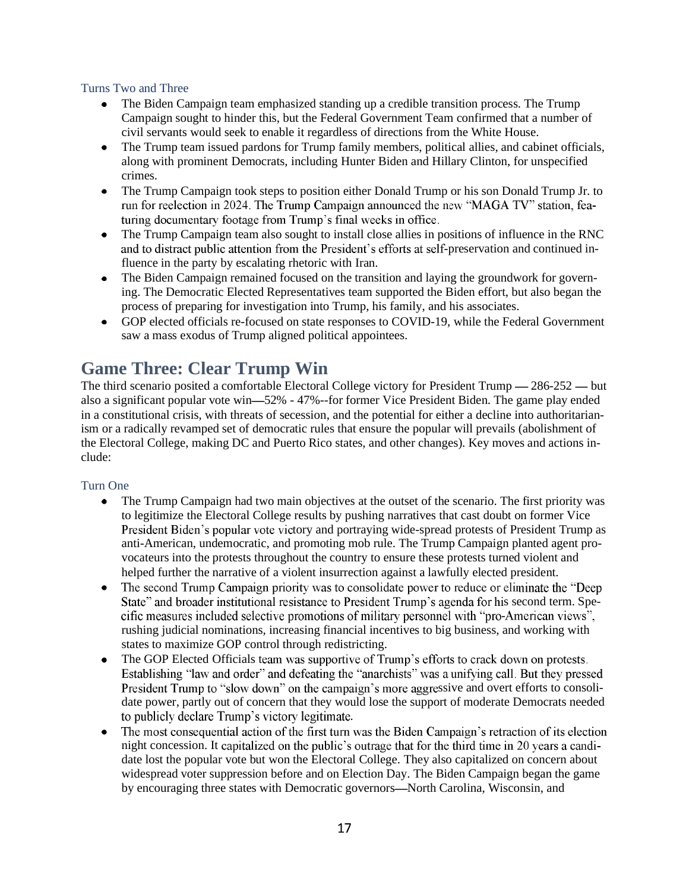### Turns Two and Three

- The Biden Campaign team emphasized standing up a credible transition process. The Trump Campaign sought to hinder this, but the Federal Government Team confirmed that a number of civil servants would seek to enable it regardless of directions from the White House.
- The Trump team issued pardons for Trump family members, political allies, and cabinet officials, along with prominent Democrats, including Hunter Biden and Hillary Clinton, for unspecified crimes.
- The Trump Campaign took steps to position either Donald Trump or his son Donald Trump Jr. to run for reelection in 2024. The Trump Campaign announced the new "MAGA TV" station, featuring documentary footage from Trump's final weeks in office.
- The Trump Campaign team also sought to install close allies in positions of influence in the RNC and to distract public attention from the President's efforts at self-preservation and continued influence in the party by escalating rhetoric with Iran.
- The Biden Campaign remained focused on the transition and laying the groundwork for governing. The Democratic Elected Representatives team supported the Biden effort, but also began the process of preparing for investigation into Trump, his family, and his associates.
- GOP elected officials re-focused on state responses to COVID-19, while the Federal Government saw a mass exodus of Trump aligned political appointees.

## Game Three: Clear Trump Win

The third scenario posited a comfortable Electoral College victory for President Trump — 286-252 — but also a significant popular vote win—52% - 47%--for former Vice President Biden. The game play ended in a constitutional crisis, with threats of secession, and the potential for either a decline into authoritarianism or a radically revamped set of democratic rules that ensure the popular will prevails (abolishment of the Electoral College, making DC and Puerto Rico states, and other changes). Key moves and actions include:

### Turn One

- The Trump Campaign had two main objectives at the outset of the scenario. The first priority was to legitimize the Electoral College results by pushing narratives that cast doubt on former Vice President Biden's popular vote victory and portraying wide-spread protests of President Trump as anti-American, undemocratic, and promoting mob rule. The Trump Campaign planted agent provocateurs into the protests throughout the country to ensure these protests turned violent and helped further the narrative of a violent insurrection against a lawfully elected president.
- The second Trump Campaign priority was to consolidate power to reduce or eliminate the "Deep State" and broader institutional resistance to President Trump's agenda for his second term. Specific measures included selective promotions of military personnel with "pro-American views", rushing judicial nominations, increasing financial incentives to big business, and working with states to maximize GOP control through redistricting.
- The GOP Elected Officials team was supportive of Trump's efforts to crack down on protests. Establishing "law and order" and defeating the "anarchists" was a unifying call. But they pressed President Trump to "slow down" on the campaign's more aggressive and overt efforts to consolidate power, partly out of concern that they would lose the support of moderate Democrats needed to publicly declare Trump's victory legitimate.
- The most consequential action of the first turn was the Biden Campaign's retraction of its election night concession. It capitalized on the public's outrage that for the third time in 20 years a candidate lost the popular vote but won the Electoral College. They also capitalized on concern about widespread voter suppression before and on Election Day. The Biden Campaign began the game by encouraging three states with Democratic governors—North Carolina, Wisconsin, and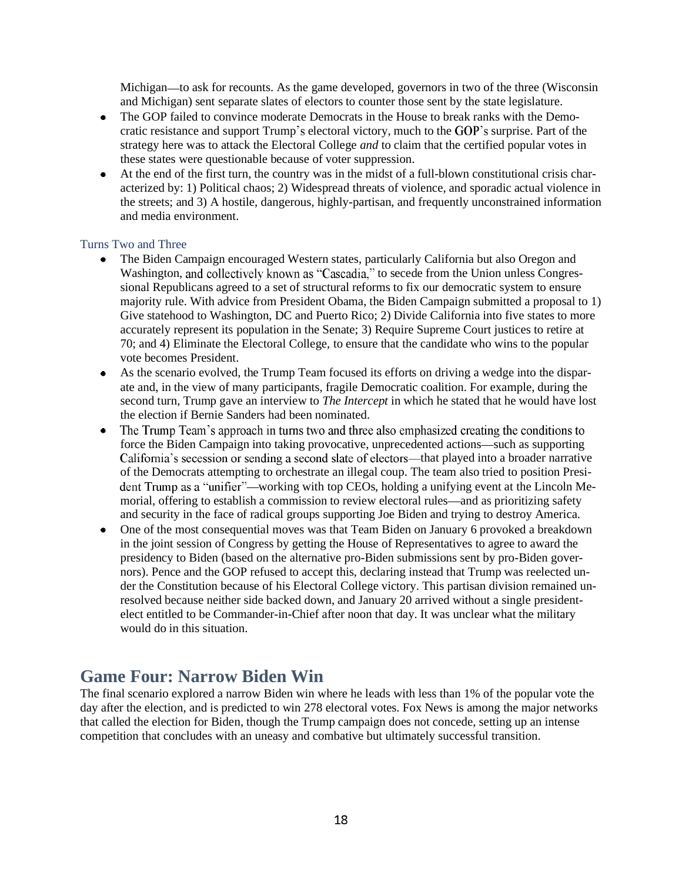Michigan—to ask for recounts. As the game developed, governors in two of the three (Wisconsin and Michigan) sent separate slates of electors to counter those sent by the state legislature.

- The GOP failed to convince moderate Democrats in the House to break ranks with the Democratic resistance and support Trump's electoral victory, much to the GOP's surprise. Part of the strategy here was to attack the Electoral College *and* to claim that the certified popular votes in these states were questionable because of voter suppression.
- At the end of the first turn, the country was in the midst of a full-blown constitutional crisis characterized by: 1) Political chaos; 2) Widespread threats of violence, and sporadic actual violence in the streets; and 3) A hostile, dangerous, highly-partisan, and frequently unconstrained information and media environment.

### Turns Two and Three

- The Biden Campaign encouraged Western states, particularly California but also Oregon and Washington, and collectively known as "Cascadia," to secede from the Union unless Congressional Republicans agreed to a set of structural reforms to fix our democratic system to ensure majority rule. With advice from President Obama, the Biden Campaign submitted a proposal to 1) Give statehood to Washington, DC and Puerto Rico; 2) Divide California into five states to more accurately represent its population in the Senate; 3) Require Supreme Court justices to retire at 70; and 4) Eliminate the Electoral College, to ensure that the candidate who wins to the popular vote becomes President.
- As the scenario evolved, the Trump Team focused its efforts on driving a wedge into the disparate and, in the view of many participants, fragile Democratic coalition. For example, during the second turn, Trump gave an interview to *The Intercept* in which he stated that he would have lost the election if Bernie Sanders had been nominated.
- The Trump Team's approach in turns two and three also emphasized creating the conditions to force the Biden Campaign into taking provocative, unprecedented actions—such as supporting California's secession or sending a second slate of electors—that played into a broader narrative of the Democrats attempting to orchestrate an illegal coup. The team also tried to position President Trump as a "unifier"—working with top CEOs, holding a unifying event at the Lincoln Memorial, offering to establish a commission to review electoral rules—and as prioritizing safety and security in the face of radical groups supporting Joe Biden and trying to destroy America.
- One of the most consequential moves was that Team Biden on January 6 provoked a breakdown in the joint session of Congress by getting the House of Representatives to agree to award the presidency to Biden (based on the alternative pro-Biden submissions sent by pro-Biden governors). Pence and the GOP refused to accept this, declaring instead that Trump was reelected under the Constitution because of his Electoral College victory. This partisan division remained unresolved because neither side backed down, and January 20 arrived without a single president-elect entitled to be Commander-in-Chief after noon that day. It was unclear what the military would do in this situation.

## Game Four: Narrow Biden Win

The final scenario explored a narrow Biden win where he leads with less than 1% of the popular vote the day after the election, and is predicted to win 278 electoral votes. Fox News is among the major networks that called the election for Biden, though the Trump campaign does not concede, setting up an intense competition that concludes with an uneasy and combative but ultimately successful transition.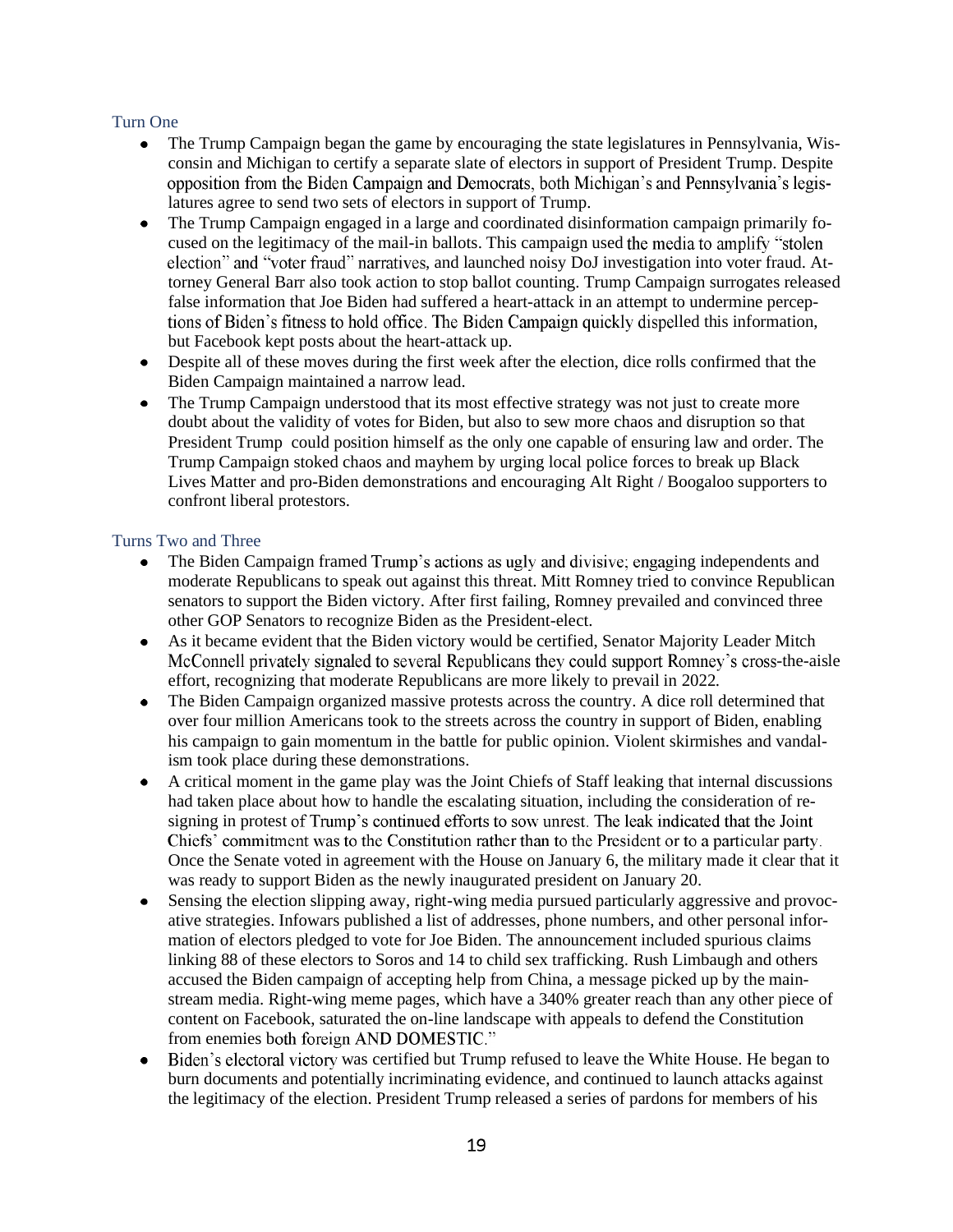### Turn One

- The Trump Campaign began the game by encouraging the state legislatures in Pennsylvania, Wisconsin and Michigan to certify a separate slate of electors in support of President Trump. Despite opposition from the Biden Campaign and Democrats, both Michigan's and Pennsylvania's legislatures agree to send two sets of electors in support of Trump.
- The Trump Campaign engaged in a large and coordinated disinformation campaign primarily focused on the legitimacy of the mail-in ballots. This campaign used the media to amplify "stolen election" and "voter fraud" narratives, and launched noisy DoJ investigation into voter fraud. Attorney General Barr also took action to stop ballot counting. Trump Campaign surrogates released false information that Joe Biden had suffered a heart-attack in an attempt to undermine perceptions of Biden's fitness to hold office. The Biden Campaign quickly dispelled this information, but Facebook kept posts about the heart-attack up.
- Despite all of these moves during the first week after the election, dice rolls confirmed that the Biden Campaign maintained a narrow lead.
- The Trump Campaign understood that its most effective strategy was not just to create more doubt about the validity of votes for Biden, but also to sew more chaos and disruption so that President Trump could position himself as the only one capable of ensuring law and order. The Trump Campaign stoked chaos and mayhem by urging local police forces to break up Black Lives Matter and pro-Biden demonstrations and encouraging Alt Right / Boogaloo supporters to confront liberal protestors.

### Turns Two and Three

- The Biden Campaign framed Trump's actions as ugly and divisive; engaging independents and moderate Republicans to speak out against this threat. Mitt Romney tried to convince Republican senators to support the Biden victory. After first failing, Romney prevailed and convinced three other GOP Senators to recognize Biden as the President-elect.
- As it became evident that the Biden victory would be certified, Senator Majority Leader Mitch McConnell privately signaled to several Republicans they could support Romney's cross-the-aisle effort, recognizing that moderate Republicans are more likely to prevail in 2022.
- The Biden Campaign organized massive protests across the country. A dice roll determined that over four million Americans took to the streets across the country in support of Biden, enabling his campaign to gain momentum in the battle for public opinion. Violent skirmishes and vandalism took place during these demonstrations.
- A critical moment in the game play was the Joint Chiefs of Staff leaking that internal discussions had taken place about how to handle the escalating situation, including the consideration of resigning in protest of Trump's continued efforts to sow unrest. The leak indicated that the Joint Chiefs' commitment was to the Constitution rather than to the President or to a particular party. Once the Senate voted in agreement with the House on January 6, the military made it clear that it was ready to support Biden as the newly inaugurated president on January 20.
- Sensing the election slipping away, right-wing media pursued particularly aggressive and provocative strategies. Infowars published a list of addresses, phone numbers, and other personal information of electors pledged to vote for Joe Biden. The announcement included spurious claims linking 88 of these electors to Soros and 14 to child sex trafficking. Rush Limbaugh and others accused the Biden campaign of accepting help from China, a message picked up by the mainstream media. Right-wing meme pages, which have a 340% greater reach than any other piece of content on Facebook, saturated the on-line landscape with appeals to defend the Constitution from enemies both foreign AND DOMESTIC."
- Biden's electoral victory was certified but Trump refused to leave the White House. He began to burn documents and potentially incriminating evidence, and continued to launch attacks against the legitimacy of the election. President Trump released a series of pardons for members of his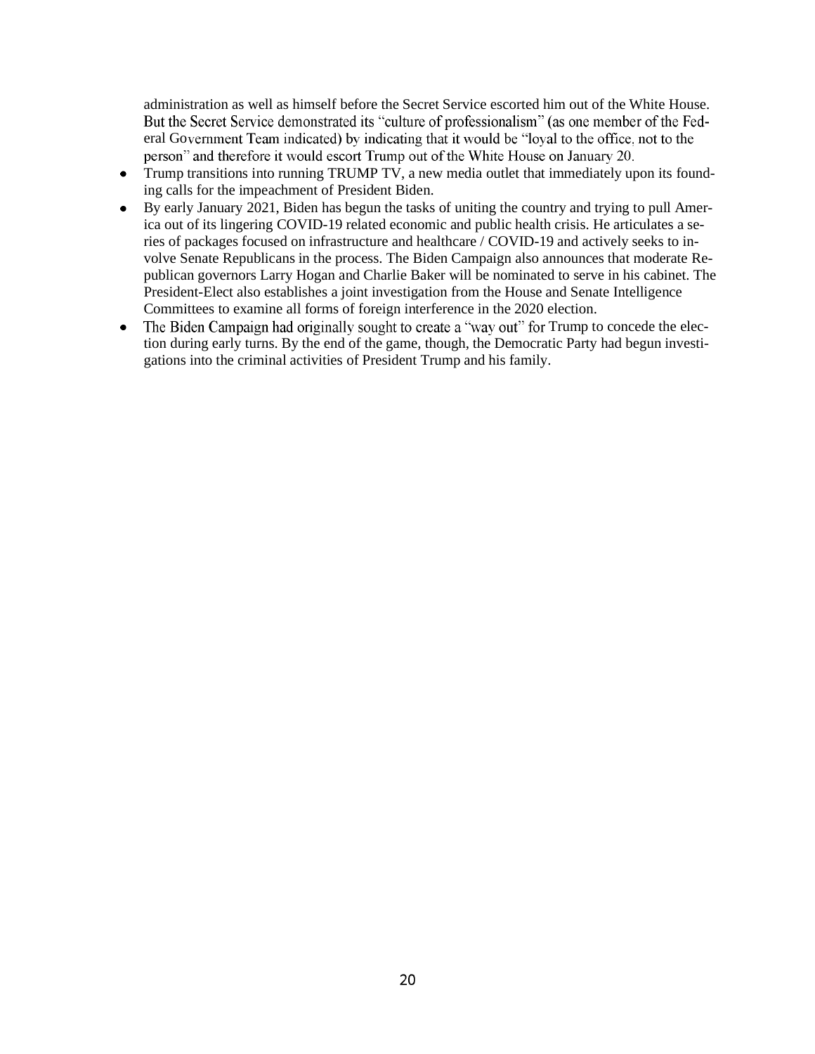administration as well as himself before the Secret Service escorted him out of the White House. But the Secret Service demonstrated its "culture of professionalism" (as one member of the Federal Government Team indicated) by indicating that it would be "loyal to the office, not to the person" and therefore it would escort Trump out of the White House on January 20.

- Trump transitions into running TRUMP TV, a new media outlet that immediately upon its founding calls for the impeachment of President Biden.
- By early January 2021, Biden has begun the tasks of uniting the country and trying to pull America out of its lingering COVID-19 related economic and public health crisis. He articulates a series of packages focused on infrastructure and healthcare / COVID-19 and actively seeks to involve Senate Republicans in the process. The Biden Campaign also announces that moderate Republican governors Larry Hogan and Charlie Baker will be nominated to serve in his cabinet. The President-Elect also establishes a joint investigation from the House and Senate Intelligence Committees to examine all forms of foreign interference in the 2020 election.
- The Biden Campaign had originally sought to create a "way out" for Trump to concede the election during early turns. By the end of the game, though, the Democratic Party had begun investigations into the criminal activities of President Trump and his family.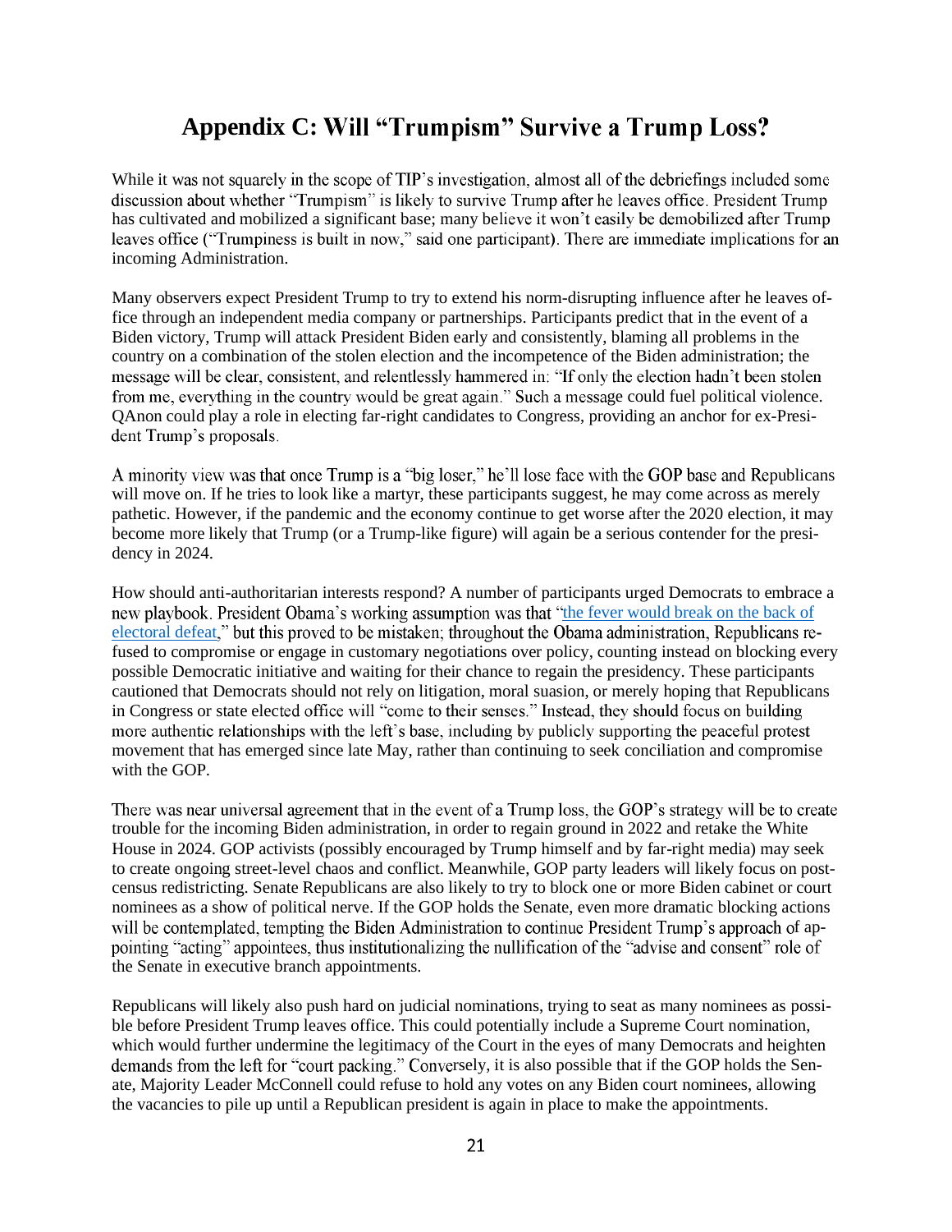# Appendix C: Will "Trumpism" Survive a Trump Loss?

While it was not squarely in the scope of TIP's investigation, almost all of the debriefings included some discussion about whether "Trumpism" is likely to survive Trump after he leaves office. President Trump has cultivated and mobilized a significant base; many believe it won't easily be demobilized after Trump leaves office ("Trumpiness is built in now," said one participant). There are immediate implications for an incoming Administration.

Many observers expect President Trump to try to extend his norm-disrupting influence after he leaves office through an independent media company or partnerships. Participants predict that in the event of a Biden victory, Trump will attack President Biden early and consistently, blaming all problems in the country on a combination of the stolen election and the incompetence of the Biden administration; the message will be clear, consistent, and relentlessly hammered in: "If only the election hadn't been stolen from me, everything in the country would be great again." Such a message could fuel political violence. QAnon could play a role in electing far-right candidates to Congress, providing an anchor for ex-President Trump's proposals.

A minority view was that once Trump is a "big loser," he'll lose face with the GOP base and Republicans will move on. If he tries to look like a martyr, these participants suggest, he may come across as merely pathetic. However, if the pandemic and the economy continue to get worse after the 2020 election, it may become more likely that Trump (or a Trump-like figure) will again be a serious contender for the presidency in 2024.

How should anti-authoritarian interests respond? A number of participants urged Democrats to embrace a new playbook. President Obama's working assumption was that "[the fever would break on the back of electoral defeat](#)," but this proved to be mistaken; throughout the Obama administration, Republicans refused to compromise or engage in customary negotiations over policy, counting instead on blocking every possible Democratic initiative and waiting for their chance to regain the presidency. These participants cautioned that Democrats should not rely on litigation, moral suasion, or merely hoping that Republicans in Congress or state elected office will "come to their senses." Instead, they should focus on building more authentic relationships with the left's base, including by publicly supporting the peaceful protest movement that has emerged since late May, rather than continuing to seek conciliation and compromise with the GOP.

There was near universal agreement that in the event of a Trump loss, the GOP's strategy will be to create trouble for the incoming Biden administration, in order to regain ground in 2022 and retake the White House in 2024. GOP activists (possibly encouraged by Trump himself and by far-right media) may seek to create ongoing street-level chaos and conflict. Meanwhile, GOP party leaders will likely focus on post-census redistricting. Senate Republicans are also likely to try to block one or more Biden cabinet or court nominees as a show of political nerve. If the GOP holds the Senate, even more dramatic blocking actions will be contemplated, tempting the Biden Administration to continue President Trump's approach of appointing "acting" appointees, thus institutionalizing the nullification of the "advise and consent" role of the Senate in executive branch appointments.

Republicans will likely also push hard on judicial nominations, trying to seat as many nominees as possible before President Trump leaves office. This could potentially include a Supreme Court nomination, which would further undermine the legitimacy of the Court in the eyes of many Democrats and heighten demands from the left for "court packing." Conversely, it is also possible that if the GOP holds the Senate, Majority Leader McConnell could refuse to hold any votes on any Biden court nominees, allowing the vacancies to pile up until a Republican president is again in place to make the appointments.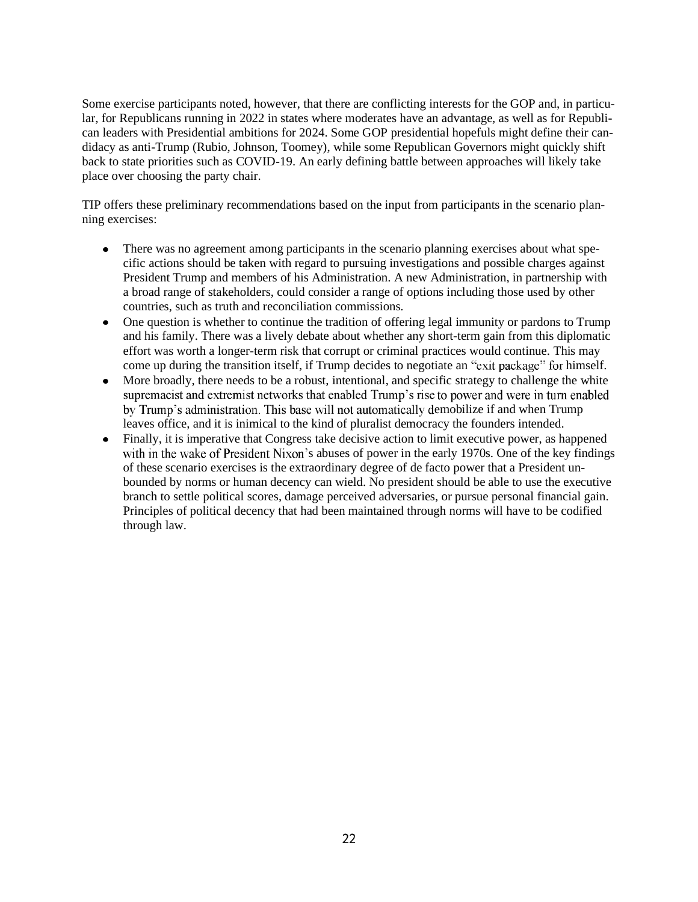Some exercise participants noted, however, that there are conflicting interests for the GOP and, in particular, for Republicans running in 2022 in states where moderates have an advantage, as well as for Republican leaders with Presidential ambitions for 2024. Some GOP presidential hopefuls might define their candidacy as anti-Trump (Rubio, Johnson, Toomey), while some Republican Governors might quickly shift back to state priorities such as COVID-19. An early defining battle between approaches will likely take place over choosing the party chair.

TIP offers these preliminary recommendations based on the input from participants in the scenario planning exercises:

- There was no agreement among participants in the scenario planning exercises about what specific actions should be taken with regard to pursuing investigations and possible charges against President Trump and members of his Administration. A new Administration, in partnership with a broad range of stakeholders, could consider a range of options including those used by other countries, such as truth and reconciliation commissions.
- One question is whether to continue the tradition of offering legal immunity or pardons to Trump and his family. There was a lively debate about whether any short-term gain from this diplomatic effort was worth a longer-term risk that corrupt or criminal practices would continue. This may come up during the transition itself, if Trump decides to negotiate an "exit package" for himself.
- More broadly, there needs to be a robust, intentional, and specific strategy to challenge the white supremacist and extremist networks that enabled Trump's rise to power and were in turn enabled by Trump's administration. This base will not automatically demobilize if and when Trump leaves office, and it is inimical to the kind of pluralist democracy the founders intended.
- Finally, it is imperative that Congress take decisive action to limit executive power, as happened with in the wake of President Nixon's abuses of power in the early 1970s. One of the key findings of these scenario exercises is the extraordinary degree of de facto power that a President unbounded by norms or human decency can wield. No president should be able to use the executive branch to settle political scores, damage perceived adversaries, or pursue personal financial gain. Principles of political decency that had been maintained through norms will have to be codified through law.